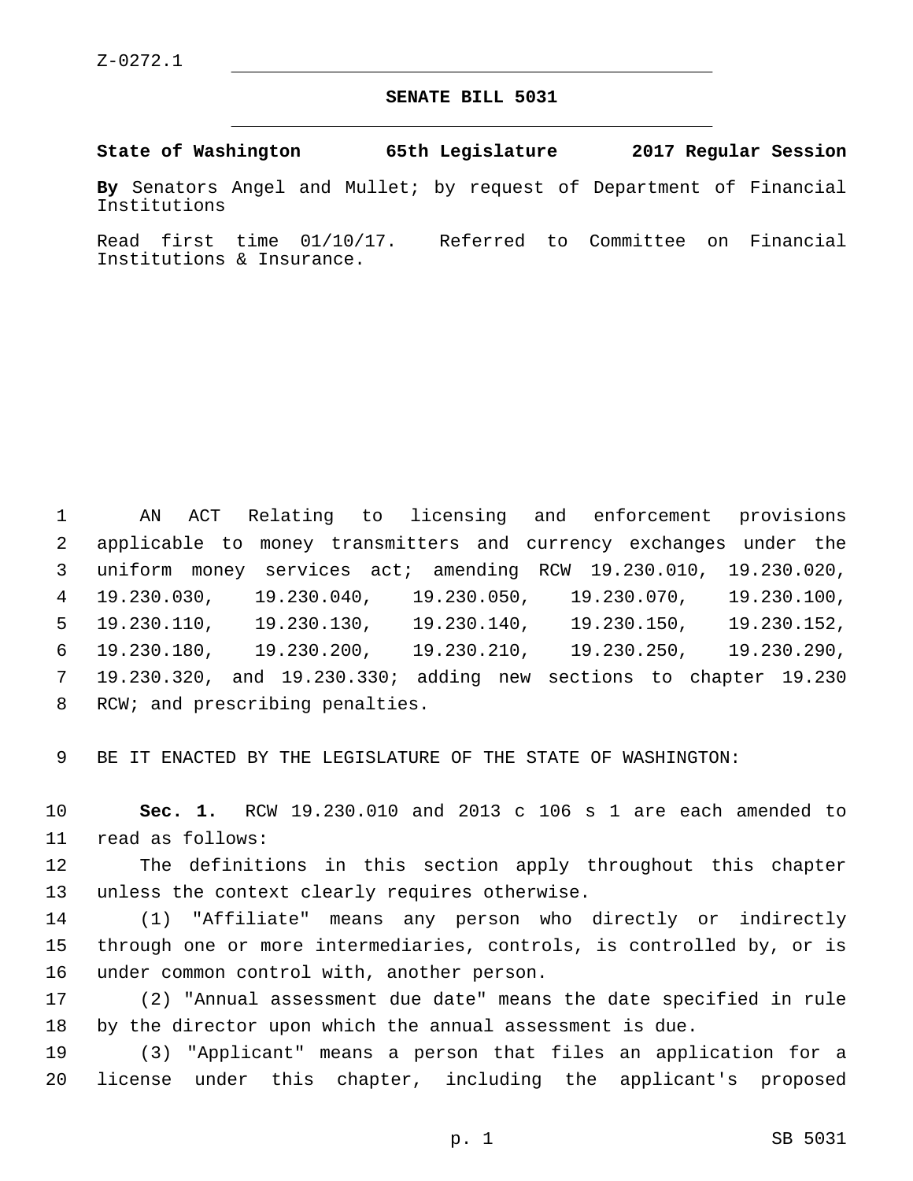Z-0272.1

# SENATE BILL 5031

**State of Washington 65th Legislature 2017 Regular Session**

**By** Senators Angel and Mullet; by request of Department of Financial Institutions

Read first time 01/10/17. Referred to Committee on Financial Institutions & Insurance.

AN ACT Relating to licensing and enforcement provisions applicable to money transmitters and currency exchanges under the uniform money services act; amending RCW 19.230.010, 19.230.020, 19.230.030, 19.230.040, 19.230.050, 19.230.070, 19.230.100, 19.230.110, 19.230.130, 19.230.140, 19.230.150, 19.230.152, 19.230.180, 19.230.200, 19.230.210, 19.230.250, 19.230.290, 19.230.320, and 19.230.330; adding new sections to chapter 19.230 RCW; and prescribing penalties.

BE IT ENACTED BY THE LEGISLATURE OF THE STATE OF WASHINGTON:

**Sec. 1.** RCW 19.230.010 and 2013 c 106 s 1 are each amended to read as follows:

The definitions in this section apply throughout this chapter unless the context clearly requires otherwise.

(1) "Affiliate" means any person who directly or indirectly through one or more intermediaries, controls, is controlled by, or is under common control with, another person.

(2) "Annual assessment due date" means the date specified in rule by the director upon which the annual assessment is due.

(3) "Applicant" means a person that files an application for a license under this chapter, including the applicant's proposed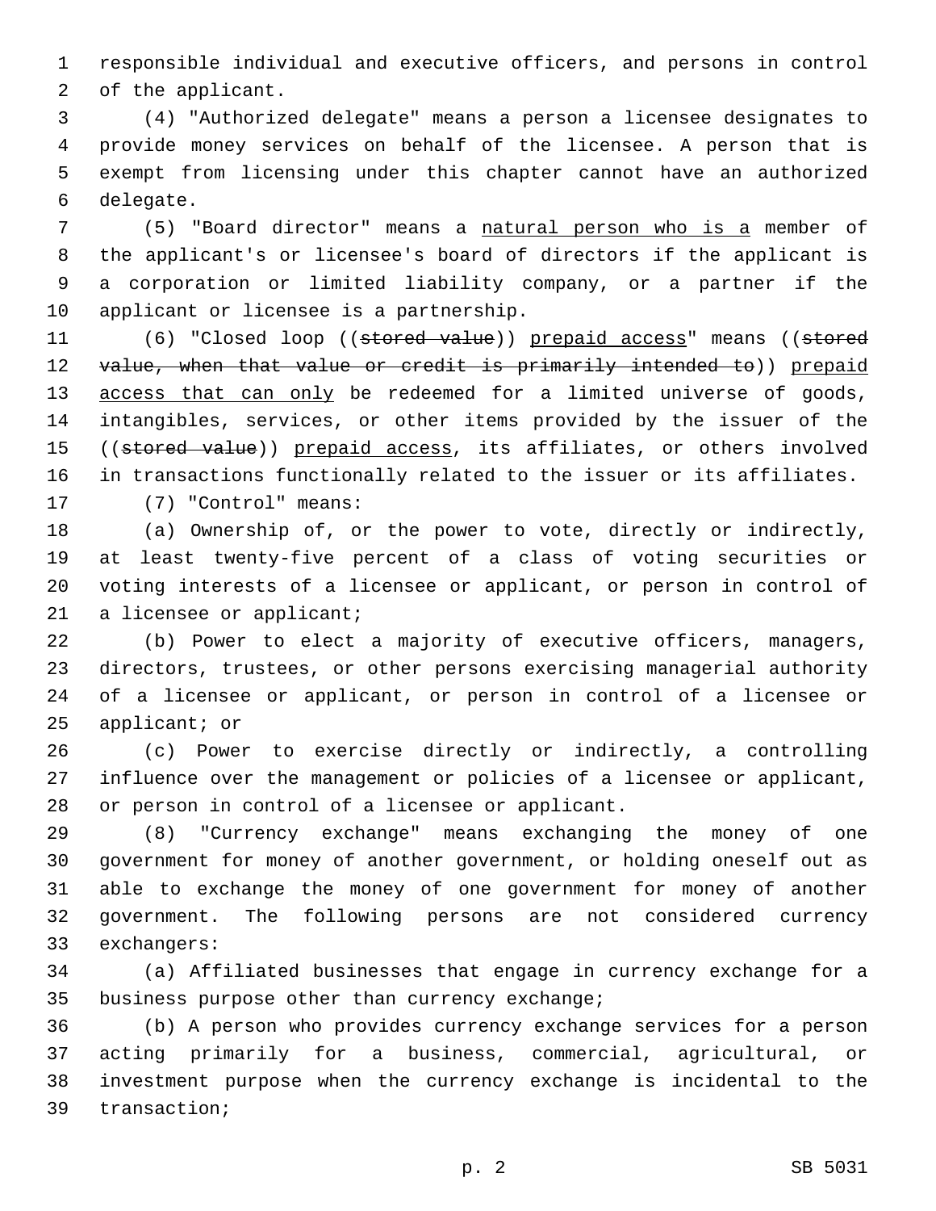responsible individual and executive officers, and persons in control of the applicant.

(4) "Authorized delegate" means a person a licensee designates to provide money services on behalf of the licensee. A person that is exempt from licensing under this chapter cannot have an authorized delegate.

(5) "Board director" means a natural person who is a member of the applicant's or licensee's board of directors if the applicant is a corporation or limited liability company, or a partner if the applicant or licensee is a partnership.

(6) "Closed loop ((~~stored value~~)) prepaid access" means ((~~stored value, when that value or credit is primarily intended to~~)) prepaid access that can only be redeemed for a limited universe of goods, intangibles, services, or other items provided by the issuer of the ((~~stored value~~)) prepaid access, its affiliates, or others involved in transactions functionally related to the issuer or its affiliates.

(7) "Control" means:

(a) Ownership of, or the power to vote, directly or indirectly, at least twenty-five percent of a class of voting securities or voting interests of a licensee or applicant, or person in control of a licensee or applicant;

(b) Power to elect a majority of executive officers, managers, directors, trustees, or other persons exercising managerial authority of a licensee or applicant, or person in control of a licensee or applicant; or

(c) Power to exercise directly or indirectly, a controlling influence over the management or policies of a licensee or applicant, or person in control of a licensee or applicant.

(8) "Currency exchange" means exchanging the money of one government for money of another government, or holding oneself out as able to exchange the money of one government for money of another government. The following persons are not considered currency exchangers:

(a) Affiliated businesses that engage in currency exchange for a business purpose other than currency exchange;

(b) A person who provides currency exchange services for a person acting primarily for a business, commercial, agricultural, or investment purpose when the currency exchange is incidental to the transaction;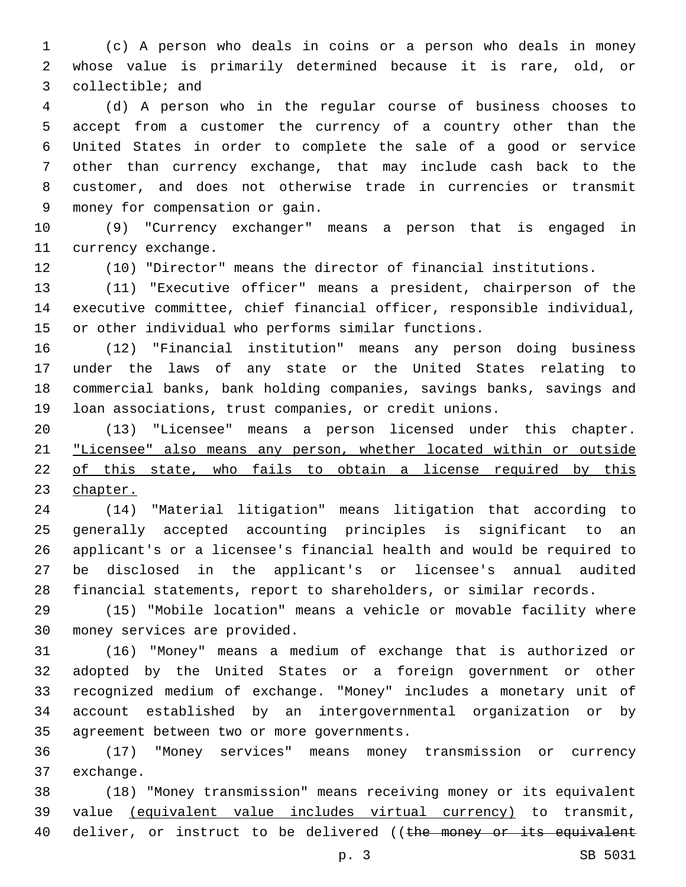(c) A person who deals in coins or a person who deals in money whose value is primarily determined because it is rare, old, or collectible; and

(d) A person who in the regular course of business chooses to accept from a customer the currency of a country other than the United States in order to complete the sale of a good or service other than currency exchange, that may include cash back to the customer, and does not otherwise trade in currencies or transmit money for compensation or gain.

(9) "Currency exchanger" means a person that is engaged in currency exchange.

(10) "Director" means the director of financial institutions.

(11) "Executive officer" means a president, chairperson of the executive committee, chief financial officer, responsible individual, or other individual who performs similar functions.

(12) "Financial institution" means any person doing business under the laws of any state or the United States relating to commercial banks, bank holding companies, savings banks, savings and loan associations, trust companies, or credit unions.

(13) "Licensee" means a person licensed under this chapter. <u>"Licensee" also means any person, whether located within or outside of this state, who fails to obtain a license required by this chapter.</u>

(14) "Material litigation" means litigation that according to generally accepted accounting principles is significant to an applicant's or a licensee's financial health and would be required to be disclosed in the applicant's or licensee's annual audited financial statements, report to shareholders, or similar records.

(15) "Mobile location" means a vehicle or movable facility where money services are provided.

(16) "Money" means a medium of exchange that is authorized or adopted by the United States or a foreign government or other recognized medium of exchange. "Money" includes a monetary unit of account established by an intergovernmental organization or by agreement between two or more governments.

(17) "Money services" means money transmission or currency exchange.

(18) "Money transmission" means receiving money or its equivalent value <u>(equivalent value includes virtual currency)</u> to transmit, deliver, or instruct to be delivered ((~~the money or its equivalent~~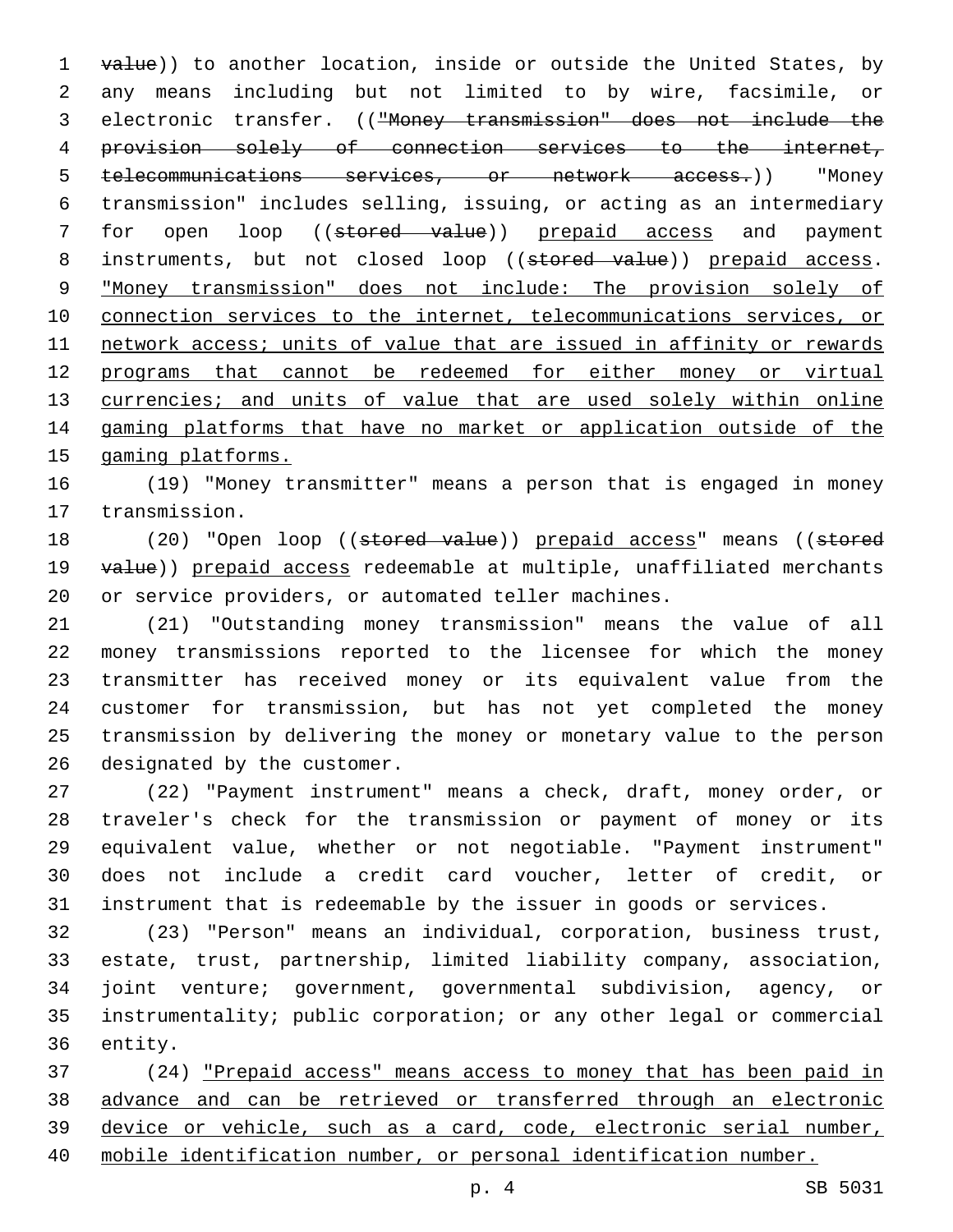~~value~~)) to another location, inside or outside the United States, by any means including but not limited to by wire, facsimile, or electronic transfer. ((~~"Money transmission" does not include the provision solely of connection services to the internet, telecommunications services, or network access.~~)) "Money transmission" includes selling, issuing, or acting as an intermediary for open loop ((~~stored value~~)) <u>prepaid access</u> and payment instruments, but not closed loop ((~~stored value~~)) <u>prepaid access</u>. <u>"Money transmission" does not include: The provision solely of connection services to the internet, telecommunications services, or network access; units of value that are issued in affinity or rewards programs that cannot be redeemed for either money or virtual currencies; and units of value that are used solely within online gaming platforms that have no market or application outside of the gaming platforms.</u>

(19) "Money transmitter" means a person that is engaged in money transmission.

(20) "Open loop ((~~stored value~~)) <u>prepaid access</u>" means ((~~stored value~~)) <u>prepaid access</u> redeemable at multiple, unaffiliated merchants or service providers, or automated teller machines.

(21) "Outstanding money transmission" means the value of all money transmissions reported to the licensee for which the money transmitter has received money or its equivalent value from the customer for transmission, but has not yet completed the money transmission by delivering the money or monetary value to the person designated by the customer.

(22) "Payment instrument" means a check, draft, money order, or traveler's check for the transmission or payment of money or its equivalent value, whether or not negotiable. "Payment instrument" does not include a credit card voucher, letter of credit, or instrument that is redeemable by the issuer in goods or services.

(23) "Person" means an individual, corporation, business trust, estate, trust, partnership, limited liability company, association, joint venture; government, governmental subdivision, agency, or instrumentality; public corporation; or any other legal or commercial entity.

(24) <u>"Prepaid access" means access to money that has been paid in advance and can be retrieved or transferred through an electronic device or vehicle, such as a card, code, electronic serial number, mobile identification number, or personal identification number.</u>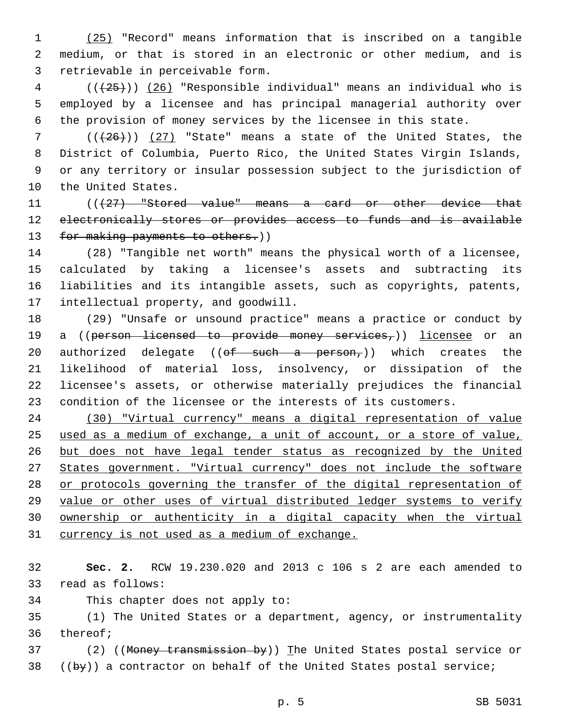(25) "Record" means information that is inscribed on a tangible medium, or that is stored in an electronic or other medium, and is retrievable in perceivable form.

(((25))) (26) "Responsible individual" means an individual who is employed by a licensee and has principal managerial authority over the provision of money services by the licensee in this state.

(((26))) (27) "State" means a state of the United States, the District of Columbia, Puerto Rico, the United States Virgin Islands, or any territory or insular possession subject to the jurisdiction of the United States.

(((27) "Stored value" means a card or other device that electronically stores or provides access to funds and is available for making payments to others.))

(28) "Tangible net worth" means the physical worth of a licensee, calculated by taking a licensee's assets and subtracting its liabilities and its intangible assets, such as copyrights, patents, intellectual property, and goodwill.

(29) "Unsafe or unsound practice" means a practice or conduct by a ((person licensed to provide money services,)) licensee or an authorized delegate ((of such a person,)) which creates the likelihood of material loss, insolvency, or dissipation of the licensee's assets, or otherwise materially prejudices the financial condition of the licensee or the interests of its customers.

(30) "Virtual currency" means a digital representation of value used as a medium of exchange, a unit of account, or a store of value, but does not have legal tender status as recognized by the United States government. "Virtual currency" does not include the software or protocols governing the transfer of the digital representation of value or other uses of virtual distributed ledger systems to verify ownership or authenticity in a digital capacity when the virtual currency is not used as a medium of exchange.

**Sec. 2.** RCW 19.230.020 and 2013 c 106 s 2 are each amended to read as follows:

This chapter does not apply to:

(1) The United States or a department, agency, or instrumentality thereof;

(2) ((Money transmission by)) The United States postal service or ((by)) a contractor on behalf of the United States postal service;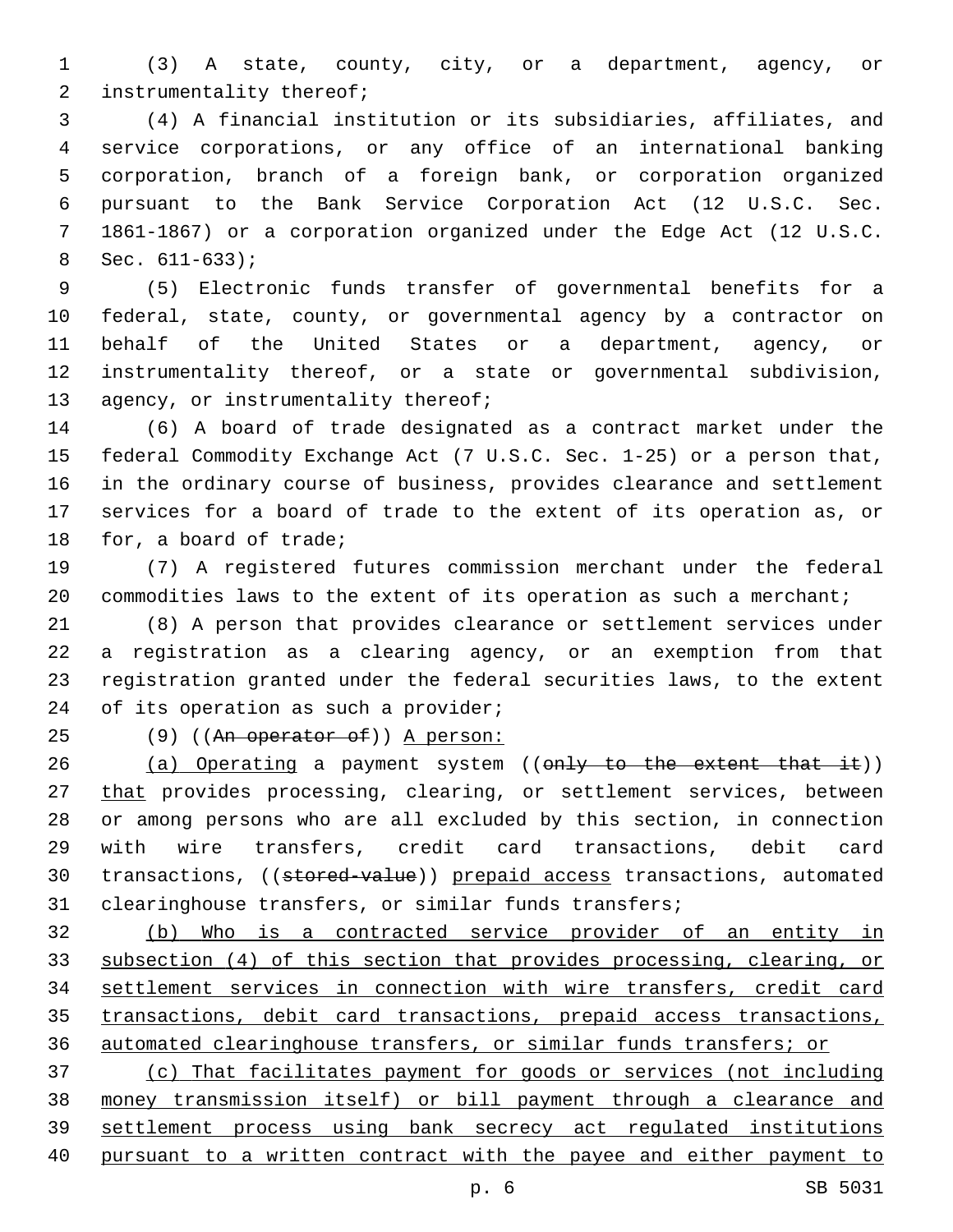(3) A state, county, city, or a department, agency, or instrumentality thereof;

(4) A financial institution or its subsidiaries, affiliates, and service corporations, or any office of an international banking corporation, branch of a foreign bank, or corporation organized pursuant to the Bank Service Corporation Act (12 U.S.C. Sec. 1861-1867) or a corporation organized under the Edge Act (12 U.S.C. Sec. 611-633);

(5) Electronic funds transfer of governmental benefits for a federal, state, county, or governmental agency by a contractor on behalf of the United States or a department, agency, or instrumentality thereof, or a state or governmental subdivision, agency, or instrumentality thereof;

(6) A board of trade designated as a contract market under the federal Commodity Exchange Act (7 U.S.C. Sec. 1-25) or a person that, in the ordinary course of business, provides clearance and settlement services for a board of trade to the extent of its operation as, or for, a board of trade;

(7) A registered futures commission merchant under the federal commodities laws to the extent of its operation as such a merchant;

(8) A person that provides clearance or settlement services under a registration as a clearing agency, or an exemption from that registration granted under the federal securities laws, to the extent of its operation as such a provider;

(9) ((~~An operator of~~)) <u>A person:</u>

<u>(a) Operating</u> a payment system ((~~only to the extent that it~~)) <u>that</u> provides processing, clearing, or settlement services, between or among persons who are all excluded by this section, in connection with wire transfers, credit card transactions, debit card transactions, ((~~stored-value~~)) <u>prepaid access</u> transactions, automated clearinghouse transfers, or similar funds transfers;

<u>(b) Who is a contracted service provider of an entity in subsection (4) of this section that provides processing, clearing, or settlement services in connection with wire transfers, credit card transactions, debit card transactions, prepaid access transactions, automated clearinghouse transfers, or similar funds transfers; or</u>

<u>(c) That facilitates payment for goods or services (not including money transmission itself) or bill payment through a clearance and settlement process using bank secrecy act regulated institutions pursuant to a written contract with the payee and either payment to</u>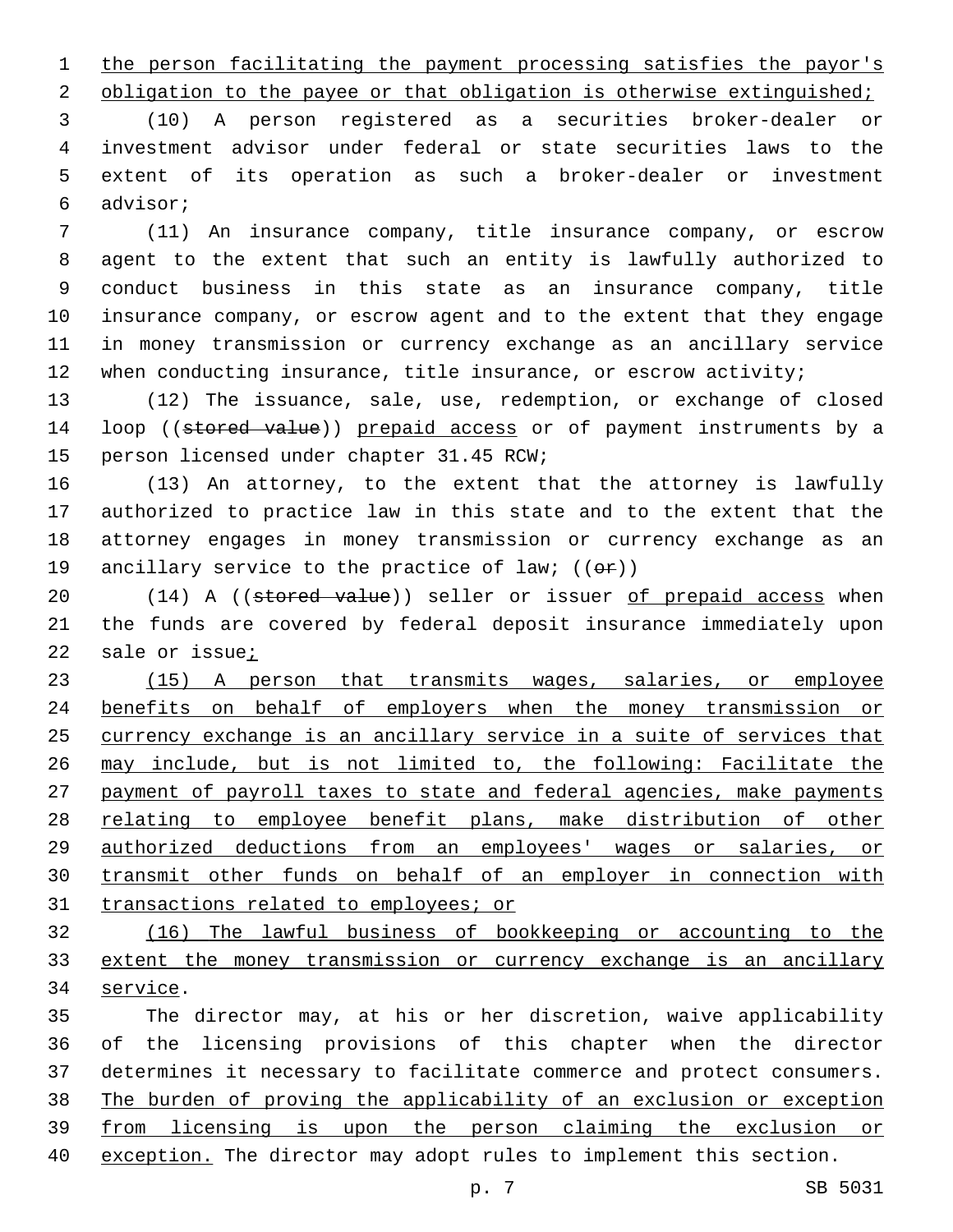the person facilitating the payment processing satisfies the payor's obligation to the payee or that obligation is otherwise extinguished;

(10) A person registered as a securities broker-dealer or investment advisor under federal or state securities laws to the extent of its operation as such a broker-dealer or investment advisor;

(11) An insurance company, title insurance company, or escrow agent to the extent that such an entity is lawfully authorized to conduct business in this state as an insurance company, title insurance company, or escrow agent and to the extent that they engage in money transmission or currency exchange as an ancillary service when conducting insurance, title insurance, or escrow activity;

(12) The issuance, sale, use, redemption, or exchange of closed loop ((~~stored value~~)) prepaid access or of payment instruments by a person licensed under chapter 31.45 RCW;

(13) An attorney, to the extent that the attorney is lawfully authorized to practice law in this state and to the extent that the attorney engages in money transmission or currency exchange as an ancillary service to the practice of law; ((~~or~~))

(14) A ((~~stored value~~)) seller or issuer of prepaid access when the funds are covered by federal deposit insurance immediately upon sale or issue;

(15) A person that transmits wages, salaries, or employee benefits on behalf of employers when the money transmission or currency exchange is an ancillary service in a suite of services that may include, but is not limited to, the following: Facilitate the payment of payroll taxes to state and federal agencies, make payments relating to employee benefit plans, make distribution of other authorized deductions from an employees' wages or salaries, or transmit other funds on behalf of an employer in connection with transactions related to employees; or

(16) The lawful business of bookkeeping or accounting to the extent the money transmission or currency exchange is an ancillary service.

The director may, at his or her discretion, waive applicability of the licensing provisions of this chapter when the director determines it necessary to facilitate commerce and protect consumers. The burden of proving the applicability of an exclusion or exception from licensing is upon the person claiming the exclusion or exception. The director may adopt rules to implement this section.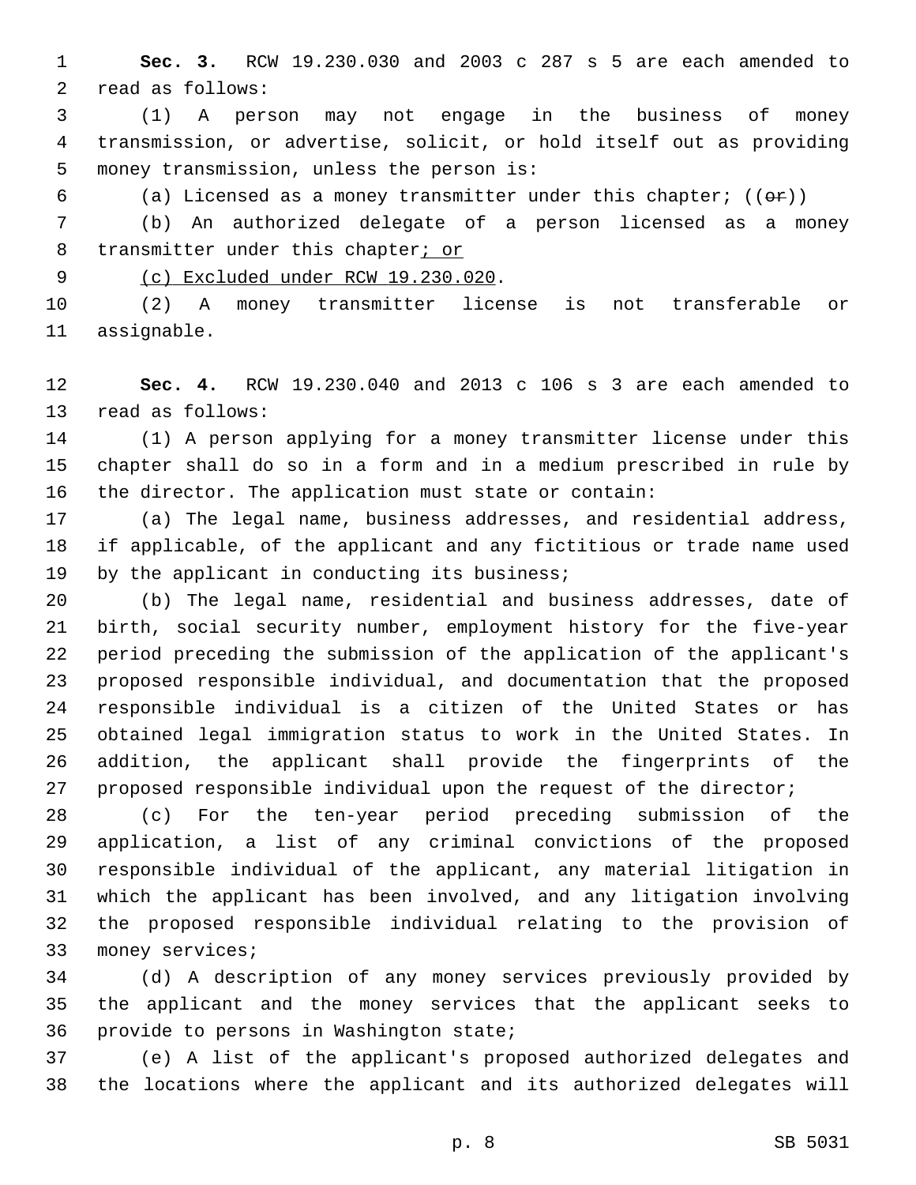**Sec. 3.** RCW 19.230.030 and 2003 c 287 s 5 are each amended to read as follows:

(1) A person may not engage in the business of money transmission, or advertise, solicit, or hold itself out as providing money transmission, unless the person is:

(a) Licensed as a money transmitter under this chapter; ((~~or~~))

(b) An authorized delegate of a person licensed as a money transmitter under this chapter<u>; or</u>

<u>(c) Excluded under RCW 19.230.020</u>.

(2) A money transmitter license is not transferable or assignable.

**Sec. 4.** RCW 19.230.040 and 2013 c 106 s 3 are each amended to read as follows:

(1) A person applying for a money transmitter license under this chapter shall do so in a form and in a medium prescribed in rule by the director. The application must state or contain:

(a) The legal name, business addresses, and residential address, if applicable, of the applicant and any fictitious or trade name used by the applicant in conducting its business;

(b) The legal name, residential and business addresses, date of birth, social security number, employment history for the five-year period preceding the submission of the application of the applicant's proposed responsible individual, and documentation that the proposed responsible individual is a citizen of the United States or has obtained legal immigration status to work in the United States. In addition, the applicant shall provide the fingerprints of the proposed responsible individual upon the request of the director;

(c) For the ten-year period preceding submission of the application, a list of any criminal convictions of the proposed responsible individual of the applicant, any material litigation in which the applicant has been involved, and any litigation involving the proposed responsible individual relating to the provision of money services;

(d) A description of any money services previously provided by the applicant and the money services that the applicant seeks to provide to persons in Washington state;

(e) A list of the applicant's proposed authorized delegates and the locations where the applicant and its authorized delegates will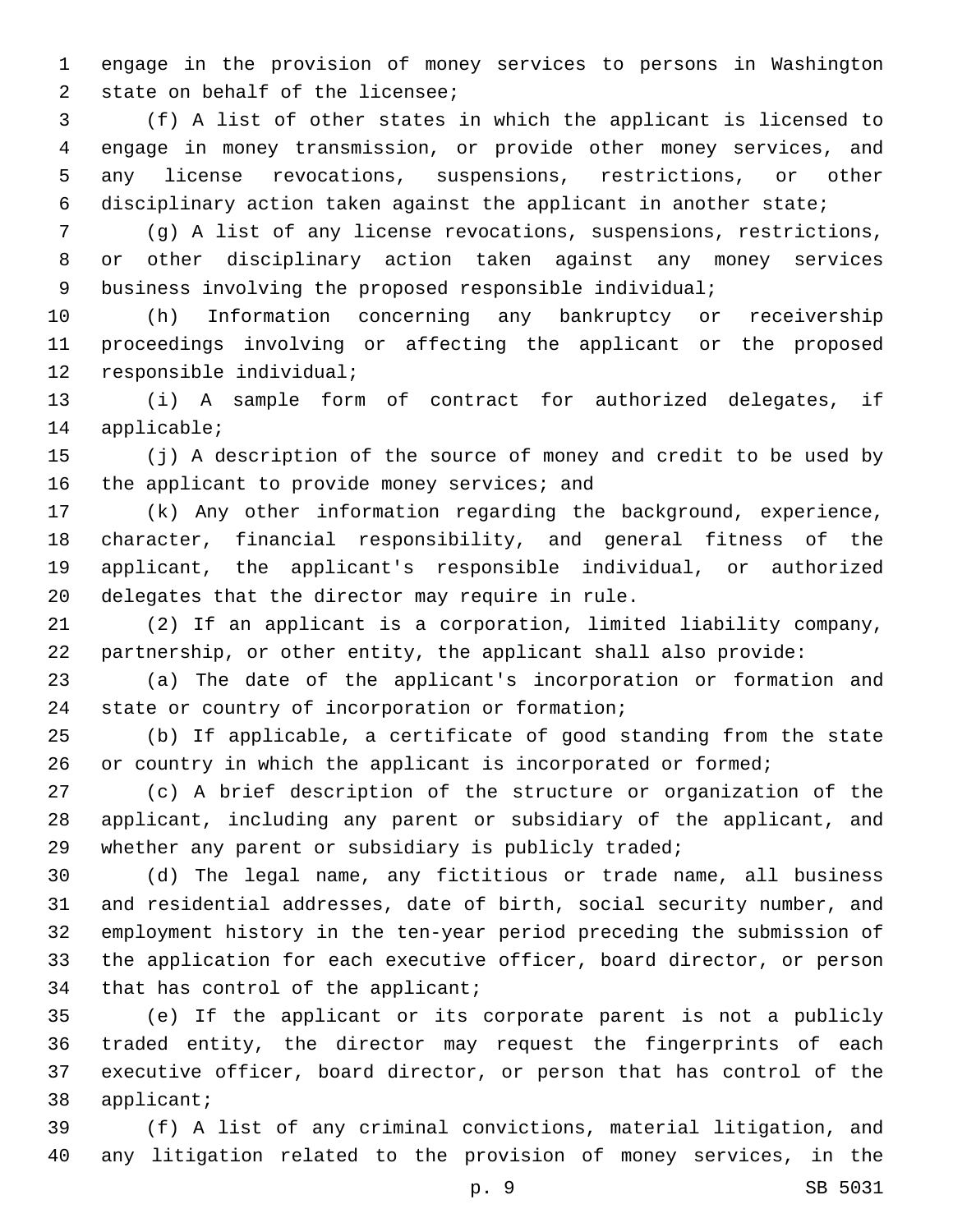engage in the provision of money services to persons in Washington state on behalf of the licensee;

(f) A list of other states in which the applicant is licensed to engage in money transmission, or provide other money services, and any license revocations, suspensions, restrictions, or other disciplinary action taken against the applicant in another state;

(g) A list of any license revocations, suspensions, restrictions, or other disciplinary action taken against any money services business involving the proposed responsible individual;

(h) Information concerning any bankruptcy or receivership proceedings involving or affecting the applicant or the proposed responsible individual;

(i) A sample form of contract for authorized delegates, if applicable;

(j) A description of the source of money and credit to be used by the applicant to provide money services; and

(k) Any other information regarding the background, experience, character, financial responsibility, and general fitness of the applicant, the applicant's responsible individual, or authorized delegates that the director may require in rule.

(2) If an applicant is a corporation, limited liability company, partnership, or other entity, the applicant shall also provide:

(a) The date of the applicant's incorporation or formation and state or country of incorporation or formation;

(b) If applicable, a certificate of good standing from the state or country in which the applicant is incorporated or formed;

(c) A brief description of the structure or organization of the applicant, including any parent or subsidiary of the applicant, and whether any parent or subsidiary is publicly traded;

(d) The legal name, any fictitious or trade name, all business and residential addresses, date of birth, social security number, and employment history in the ten-year period preceding the submission of the application for each executive officer, board director, or person that has control of the applicant;

(e) If the applicant or its corporate parent is not a publicly traded entity, the director may request the fingerprints of each executive officer, board director, or person that has control of the applicant;

(f) A list of any criminal convictions, material litigation, and any litigation related to the provision of money services, in the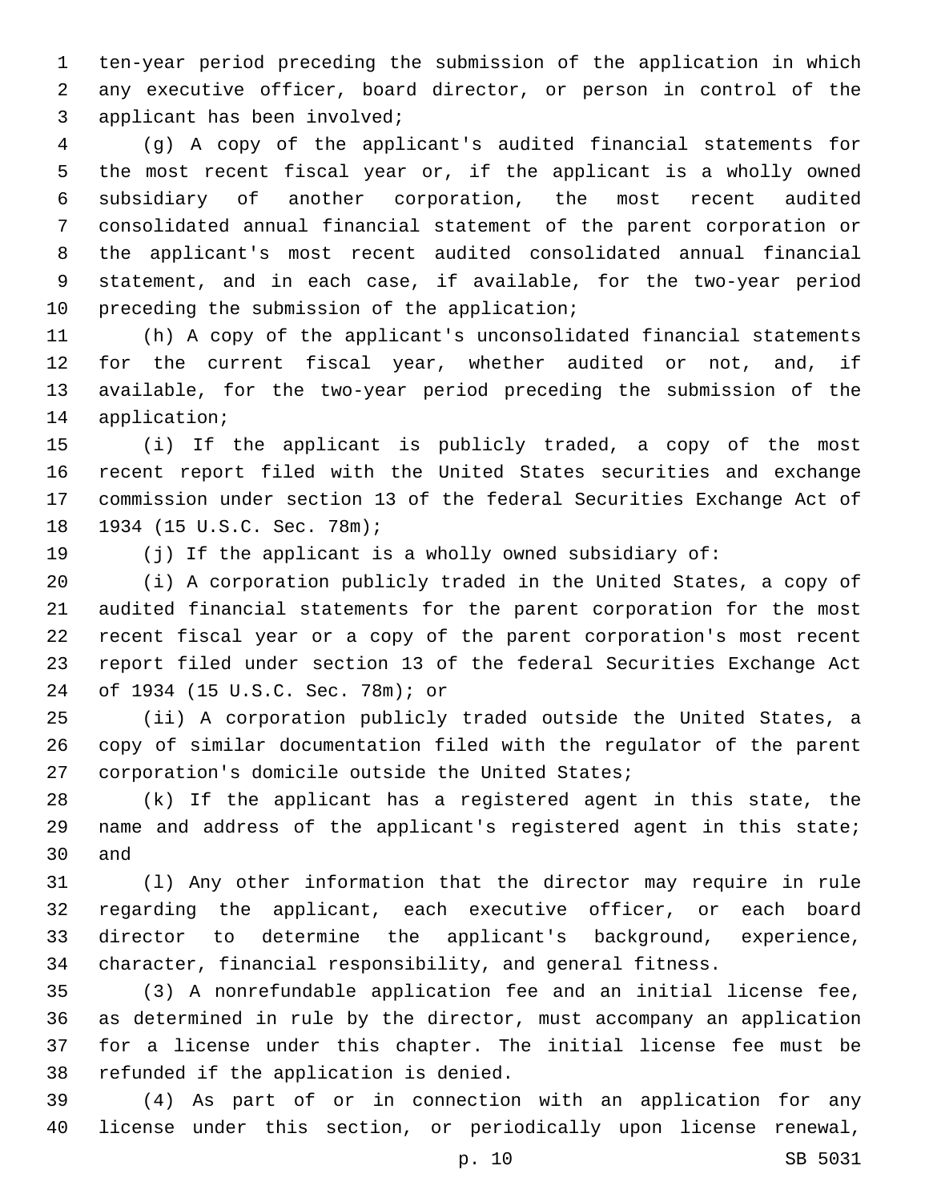ten-year period preceding the submission of the application in which any executive officer, board director, or person in control of the applicant has been involved;

(g) A copy of the applicant's audited financial statements for the most recent fiscal year or, if the applicant is a wholly owned subsidiary of another corporation, the most recent audited consolidated annual financial statement of the parent corporation or the applicant's most recent audited consolidated annual financial statement, and in each case, if available, for the two-year period preceding the submission of the application;

(h) A copy of the applicant's unconsolidated financial statements for the current fiscal year, whether audited or not, and, if available, for the two-year period preceding the submission of the application;

(i) If the applicant is publicly traded, a copy of the most recent report filed with the United States securities and exchange commission under section 13 of the federal Securities Exchange Act of 1934 (15 U.S.C. Sec. 78m);

(j) If the applicant is a wholly owned subsidiary of:

(i) A corporation publicly traded in the United States, a copy of audited financial statements for the parent corporation for the most recent fiscal year or a copy of the parent corporation's most recent report filed under section 13 of the federal Securities Exchange Act of 1934 (15 U.S.C. Sec. 78m); or

(ii) A corporation publicly traded outside the United States, a copy of similar documentation filed with the regulator of the parent corporation's domicile outside the United States;

(k) If the applicant has a registered agent in this state, the name and address of the applicant's registered agent in this state; and

(l) Any other information that the director may require in rule regarding the applicant, each executive officer, or each board director to determine the applicant's background, experience, character, financial responsibility, and general fitness.

(3) A nonrefundable application fee and an initial license fee, as determined in rule by the director, must accompany an application for a license under this chapter. The initial license fee must be refunded if the application is denied.

(4) As part of or in connection with an application for any license under this section, or periodically upon license renewal,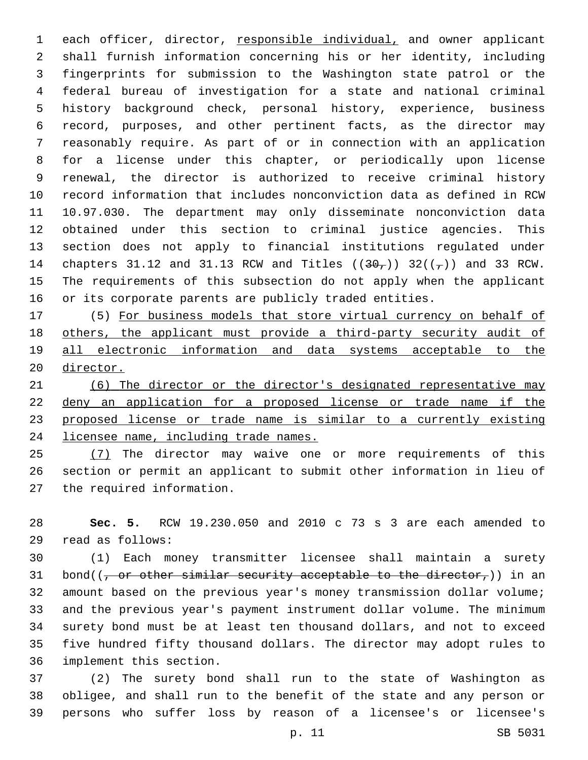each officer, director, responsible individual, and owner applicant shall furnish information concerning his or her identity, including fingerprints for submission to the Washington state patrol or the federal bureau of investigation for a state and national criminal history background check, personal history, experience, business record, purposes, and other pertinent facts, as the director may reasonably require. As part of or in connection with an application for a license under this chapter, or periodically upon license renewal, the director is authorized to receive criminal history record information that includes nonconviction data as defined in RCW 10.97.030. The department may only disseminate nonconviction data obtained under this section to criminal justice agencies. This section does not apply to financial institutions regulated under chapters 31.12 and 31.13 RCW and Titles ((~~30,~~)) 32((~~,~~)) and 33 RCW. The requirements of this subsection do not apply when the applicant or its corporate parents are publicly traded entities.

(5) For business models that store virtual currency on behalf of others, the applicant must provide a third-party security audit of all electronic information and data systems acceptable to the director.

(6) The director or the director's designated representative may deny an application for a proposed license or trade name if the proposed license or trade name is similar to a currently existing licensee name, including trade names.

(7) The director may waive one or more requirements of this section or permit an applicant to submit other information in lieu of the required information.

**Sec. 5.** RCW 19.230.050 and 2010 c 73 s 3 are each amended to read as follows:

(1) Each money transmitter licensee shall maintain a surety bond((~~, or other similar security acceptable to the director,~~)) in an amount based on the previous year's money transmission dollar volume; and the previous year's payment instrument dollar volume. The minimum surety bond must be at least ten thousand dollars, and not to exceed five hundred fifty thousand dollars. The director may adopt rules to implement this section.

(2) The surety bond shall run to the state of Washington as obligee, and shall run to the benefit of the state and any person or persons who suffer loss by reason of a licensee's or licensee's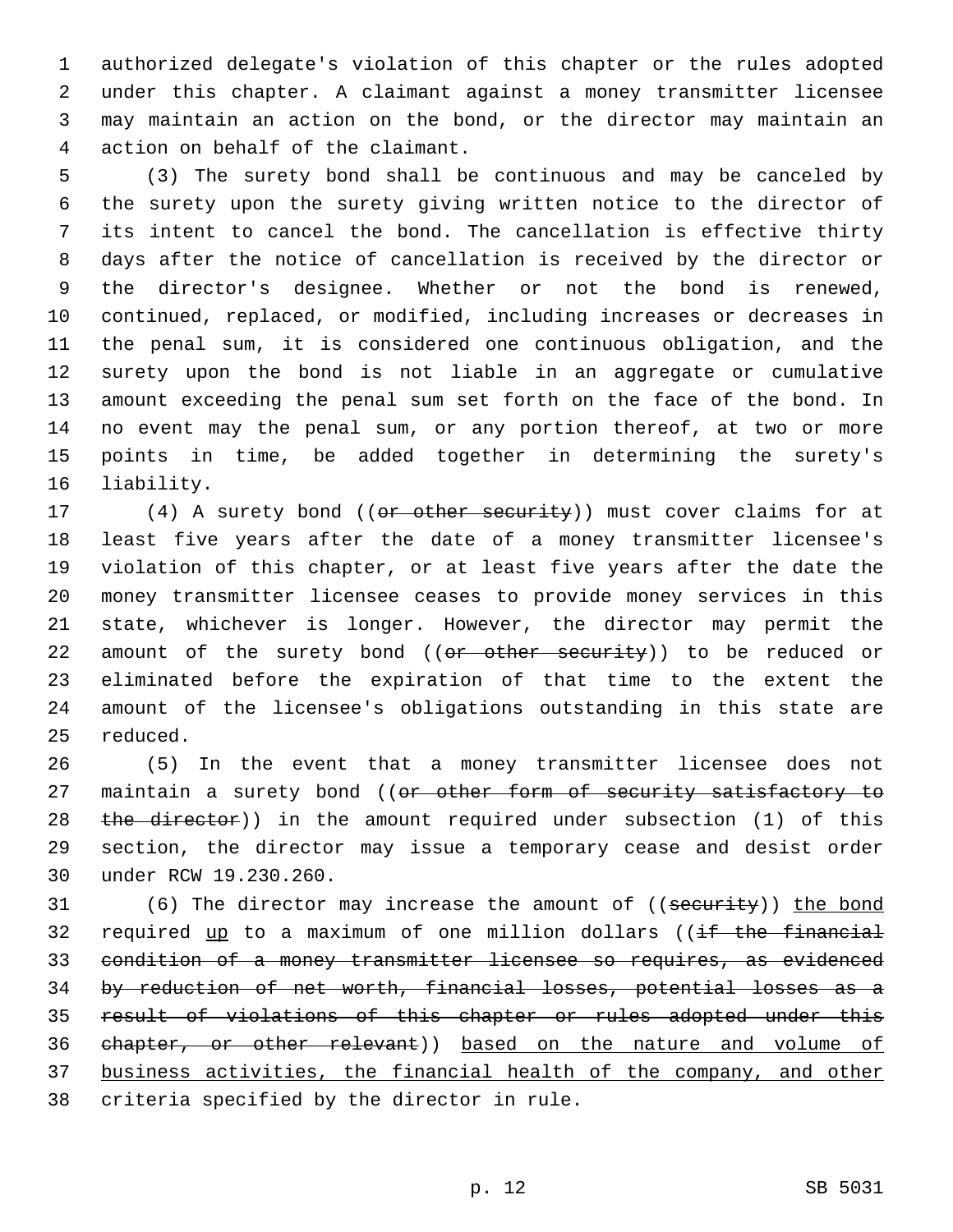authorized delegate's violation of this chapter or the rules adopted under this chapter. A claimant against a money transmitter licensee may maintain an action on the bond, or the director may maintain an action on behalf of the claimant.

(3) The surety bond shall be continuous and may be canceled by the surety upon the surety giving written notice to the director of its intent to cancel the bond. The cancellation is effective thirty days after the notice of cancellation is received by the director or the director's designee. Whether or not the bond is renewed, continued, replaced, or modified, including increases or decreases in the penal sum, it is considered one continuous obligation, and the surety upon the bond is not liable in an aggregate or cumulative amount exceeding the penal sum set forth on the face of the bond. In no event may the penal sum, or any portion thereof, at two or more points in time, be added together in determining the surety's liability.

(4) A surety bond ((~~or other security~~)) must cover claims for at least five years after the date of a money transmitter licensee's violation of this chapter, or at least five years after the date the money transmitter licensee ceases to provide money services in this state, whichever is longer. However, the director may permit the amount of the surety bond ((~~or other security~~)) to be reduced or eliminated before the expiration of that time to the extent the amount of the licensee's obligations outstanding in this state are reduced.

(5) In the event that a money transmitter licensee does not maintain a surety bond ((~~or other form of security satisfactory to the director~~)) in the amount required under subsection (1) of this section, the director may issue a temporary cease and desist order under RCW 19.230.260.

(6) The director may increase the amount of ((~~security~~)) <u>the bond</u> required <u>up</u> to a maximum of one million dollars ((~~if the financial condition of a money transmitter licensee so requires, as evidenced by reduction of net worth, financial losses, potential losses as a result of violations of this chapter or rules adopted under this chapter, or other relevant~~)) <u>based on the nature and volume of business activities, the financial health of the company, and other</u> criteria specified by the director in rule.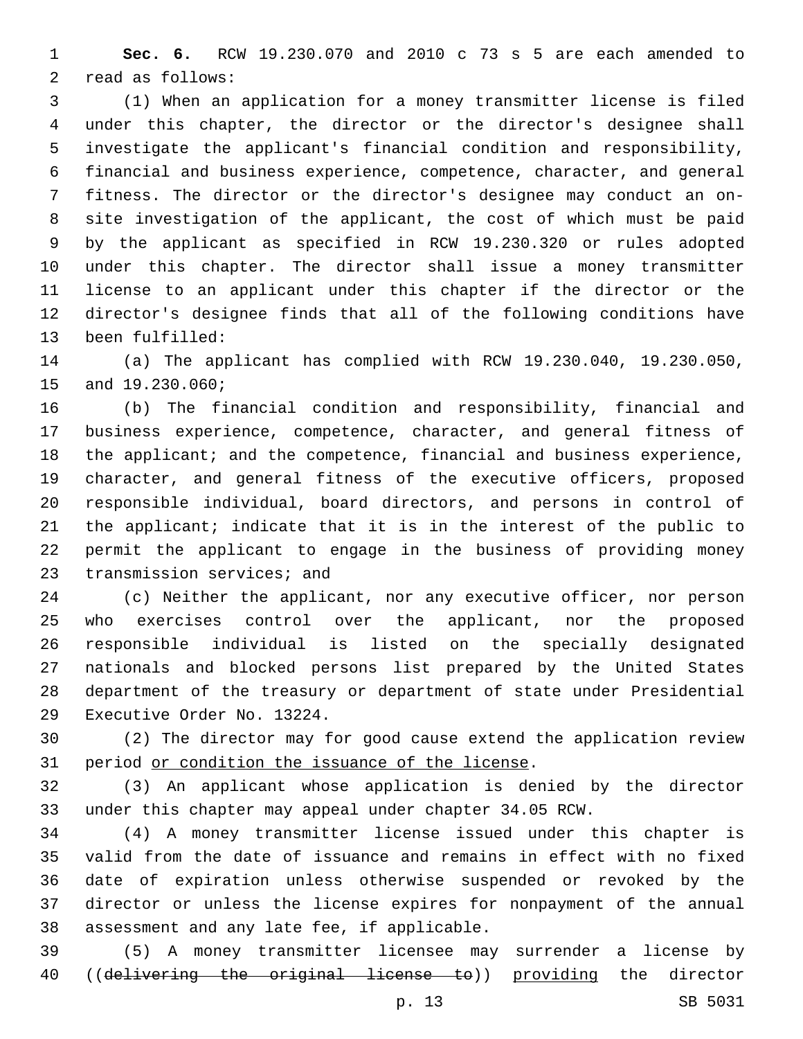**Sec. 6.** RCW 19.230.070 and 2010 c 73 s 5 are each amended to read as follows:

(1) When an application for a money transmitter license is filed under this chapter, the director or the director's designee shall investigate the applicant's financial condition and responsibility, financial and business experience, competence, character, and general fitness. The director or the director's designee may conduct an on-site investigation of the applicant, the cost of which must be paid by the applicant as specified in RCW 19.230.320 or rules adopted under this chapter. The director shall issue a money transmitter license to an applicant under this chapter if the director or the director's designee finds that all of the following conditions have been fulfilled:

(a) The applicant has complied with RCW 19.230.040, 19.230.050, and 19.230.060;

(b) The financial condition and responsibility, financial and business experience, competence, character, and general fitness of the applicant; and the competence, financial and business experience, character, and general fitness of the executive officers, proposed responsible individual, board directors, and persons in control of the applicant; indicate that it is in the interest of the public to permit the applicant to engage in the business of providing money transmission services; and

(c) Neither the applicant, nor any executive officer, nor person who exercises control over the applicant, nor the proposed responsible individual is listed on the specially designated nationals and blocked persons list prepared by the United States department of the treasury or department of state under Presidential Executive Order No. 13224.

(2) The director may for good cause extend the application review period <u>or condition the issuance of the license</u>.

(3) An applicant whose application is denied by the director under this chapter may appeal under chapter 34.05 RCW.

(4) A money transmitter license issued under this chapter is valid from the date of issuance and remains in effect with no fixed date of expiration unless otherwise suspended or revoked by the director or unless the license expires for nonpayment of the annual assessment and any late fee, if applicable.

(5) A money transmitter licensee may surrender a license by ((~~delivering the original license to~~)) <u>providing</u> the director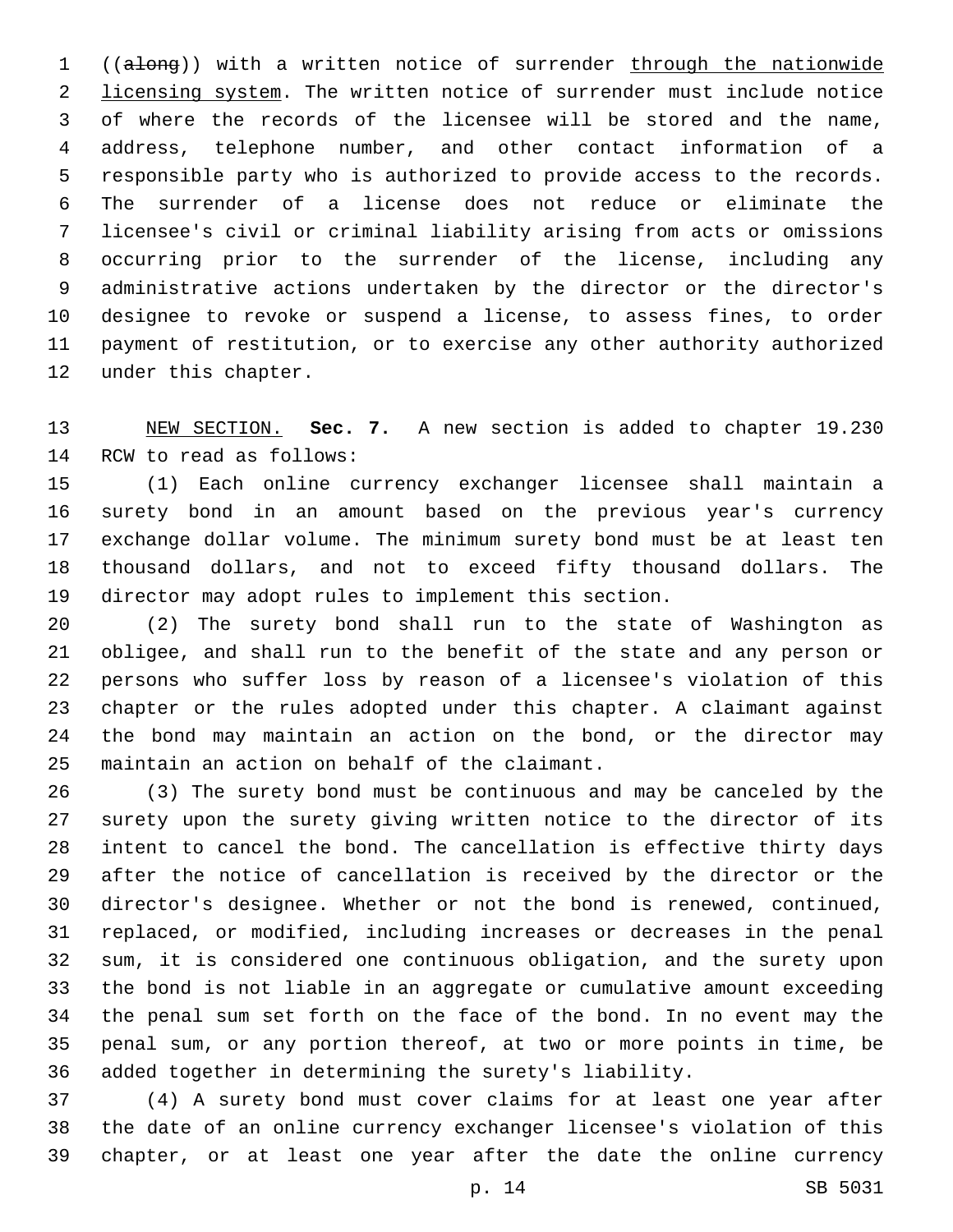((~~along~~)) with a written notice of surrender <u>through the nationwide licensing system</u>. The written notice of surrender must include notice of where the records of the licensee will be stored and the name, address, telephone number, and other contact information of a responsible party who is authorized to provide access to the records. The surrender of a license does not reduce or eliminate the licensee's civil or criminal liability arising from acts or omissions occurring prior to the surrender of the license, including any administrative actions undertaken by the director or the director's designee to revoke or suspend a license, to assess fines, to order payment of restitution, or to exercise any other authority authorized under this chapter.

<u>NEW SECTION.</u> **Sec. 7.** A new section is added to chapter 19.230 RCW to read as follows:

(1) Each online currency exchanger licensee shall maintain a surety bond in an amount based on the previous year's currency exchange dollar volume. The minimum surety bond must be at least ten thousand dollars, and not to exceed fifty thousand dollars. The director may adopt rules to implement this section.

(2) The surety bond shall run to the state of Washington as obligee, and shall run to the benefit of the state and any person or persons who suffer loss by reason of a licensee's violation of this chapter or the rules adopted under this chapter. A claimant against the bond may maintain an action on the bond, or the director may maintain an action on behalf of the claimant.

(3) The surety bond must be continuous and may be canceled by the surety upon the surety giving written notice to the director of its intent to cancel the bond. The cancellation is effective thirty days after the notice of cancellation is received by the director or the director's designee. Whether or not the bond is renewed, continued, replaced, or modified, including increases or decreases in the penal sum, it is considered one continuous obligation, and the surety upon the bond is not liable in an aggregate or cumulative amount exceeding the penal sum set forth on the face of the bond. In no event may the penal sum, or any portion thereof, at two or more points in time, be added together in determining the surety's liability.

(4) A surety bond must cover claims for at least one year after the date of an online currency exchanger licensee's violation of this chapter, or at least one year after the date the online currency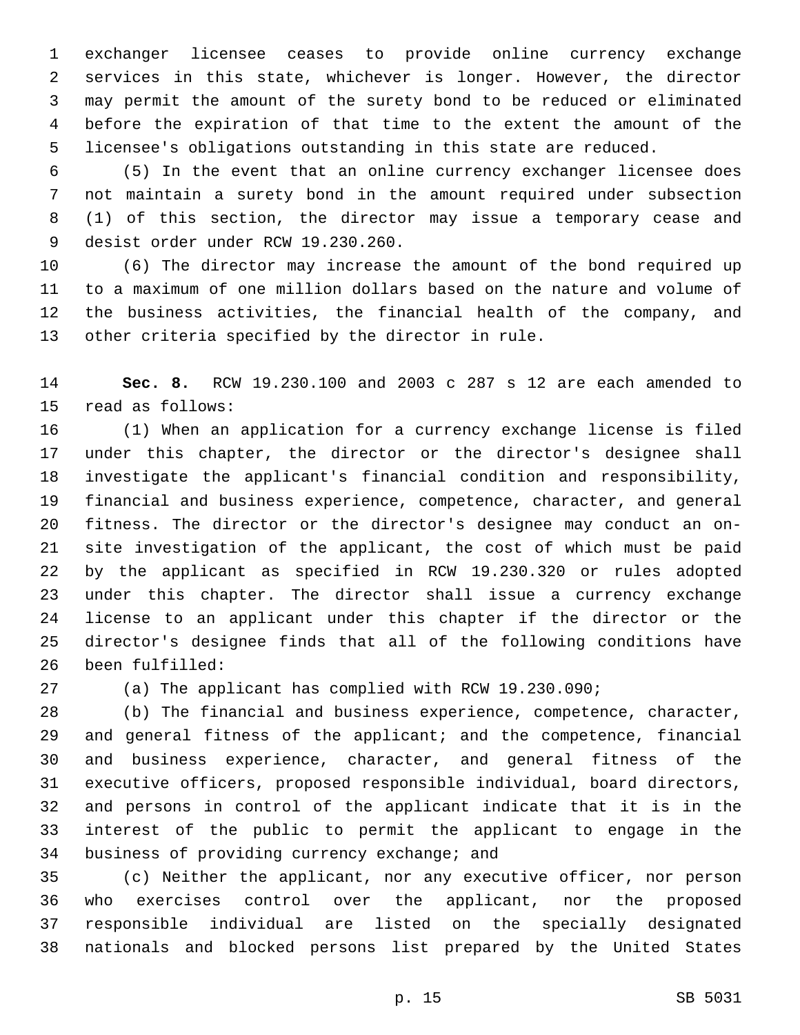exchanger licensee ceases to provide online currency exchange services in this state, whichever is longer. However, the director may permit the amount of the surety bond to be reduced or eliminated before the expiration of that time to the extent the amount of the licensee's obligations outstanding in this state are reduced.

(5) In the event that an online currency exchanger licensee does not maintain a surety bond in the amount required under subsection (1) of this section, the director may issue a temporary cease and desist order under RCW 19.230.260.

(6) The director may increase the amount of the bond required up to a maximum of one million dollars based on the nature and volume of the business activities, the financial health of the company, and other criteria specified by the director in rule.

**Sec. 8.** RCW 19.230.100 and 2003 c 287 s 12 are each amended to read as follows:

(1) When an application for a currency exchange license is filed under this chapter, the director or the director's designee shall investigate the applicant's financial condition and responsibility, financial and business experience, competence, character, and general fitness. The director or the director's designee may conduct an on-site investigation of the applicant, the cost of which must be paid by the applicant as specified in RCW 19.230.320 or rules adopted under this chapter. The director shall issue a currency exchange license to an applicant under this chapter if the director or the director's designee finds that all of the following conditions have been fulfilled:

(a) The applicant has complied with RCW 19.230.090;

(b) The financial and business experience, competence, character, and general fitness of the applicant; and the competence, financial and business experience, character, and general fitness of the executive officers, proposed responsible individual, board directors, and persons in control of the applicant indicate that it is in the interest of the public to permit the applicant to engage in the business of providing currency exchange; and

(c) Neither the applicant, nor any executive officer, nor person who exercises control over the applicant, nor the proposed responsible individual are listed on the specially designated nationals and blocked persons list prepared by the United States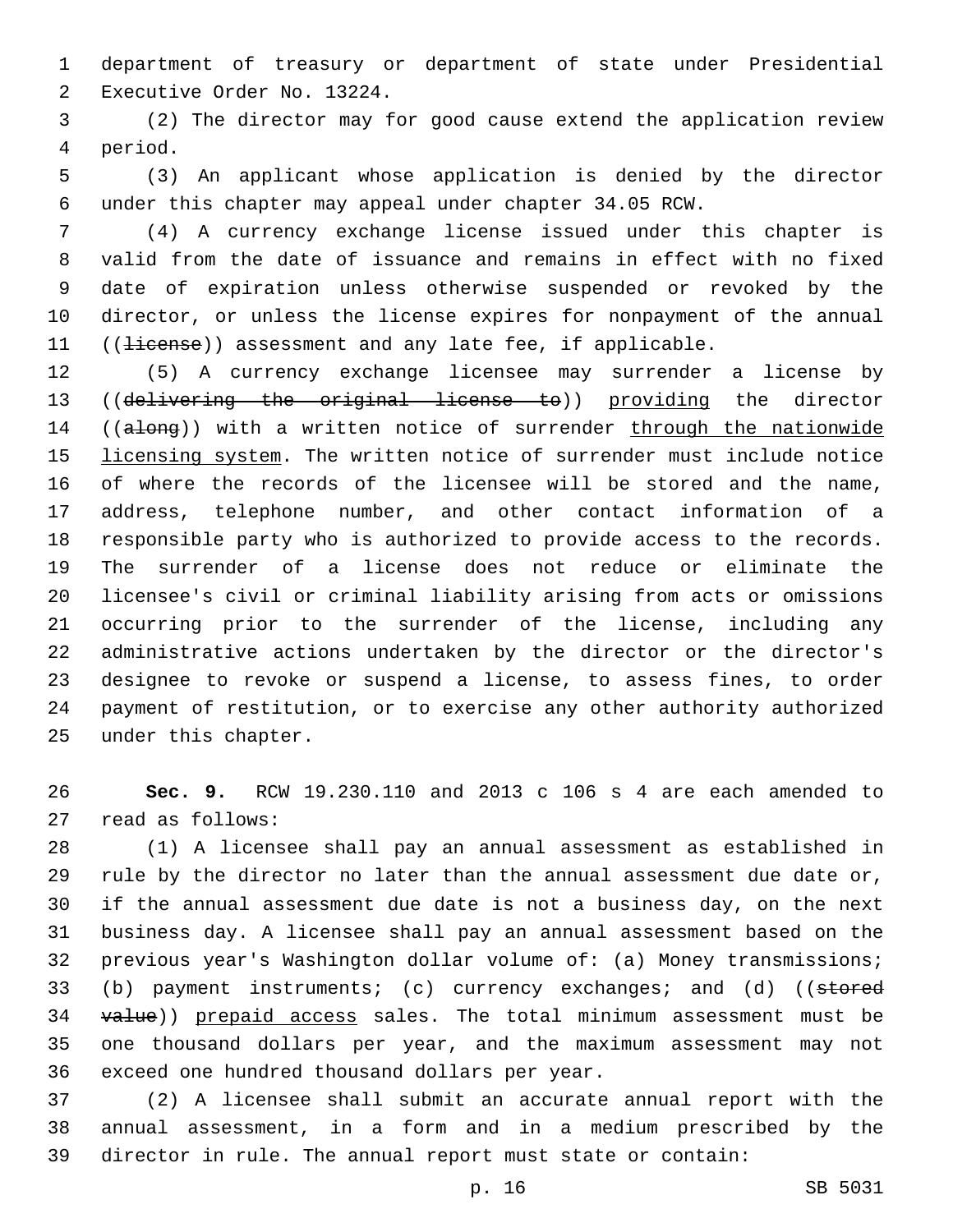department of treasury or department of state under Presidential Executive Order No. 13224.

(2) The director may for good cause extend the application review period.

(3) An applicant whose application is denied by the director under this chapter may appeal under chapter 34.05 RCW.

(4) A currency exchange license issued under this chapter is valid from the date of issuance and remains in effect with no fixed date of expiration unless otherwise suspended or revoked by the director, or unless the license expires for nonpayment of the annual ((~~license~~)) assessment and any late fee, if applicable.

(5) A currency exchange licensee may surrender a license by ((~~delivering the original license to~~)) providing the director ((~~along~~)) with a written notice of surrender through the nationwide licensing system. The written notice of surrender must include notice of where the records of the licensee will be stored and the name, address, telephone number, and other contact information of a responsible party who is authorized to provide access to the records. The surrender of a license does not reduce or eliminate the licensee's civil or criminal liability arising from acts or omissions occurring prior to the surrender of the license, including any administrative actions undertaken by the director or the director's designee to revoke or suspend a license, to assess fines, to order payment of restitution, or to exercise any other authority authorized under this chapter.

**Sec. 9.** RCW 19.230.110 and 2013 c 106 s 4 are each amended to read as follows:

(1) A licensee shall pay an annual assessment as established in rule by the director no later than the annual assessment due date or, if the annual assessment due date is not a business day, on the next business day. A licensee shall pay an annual assessment based on the previous year's Washington dollar volume of: (a) Money transmissions; (b) payment instruments; (c) currency exchanges; and (d) ((~~stored value~~)) prepaid access sales. The total minimum assessment must be one thousand dollars per year, and the maximum assessment may not exceed one hundred thousand dollars per year.

(2) A licensee shall submit an accurate annual report with the annual assessment, in a form and in a medium prescribed by the director in rule. The annual report must state or contain: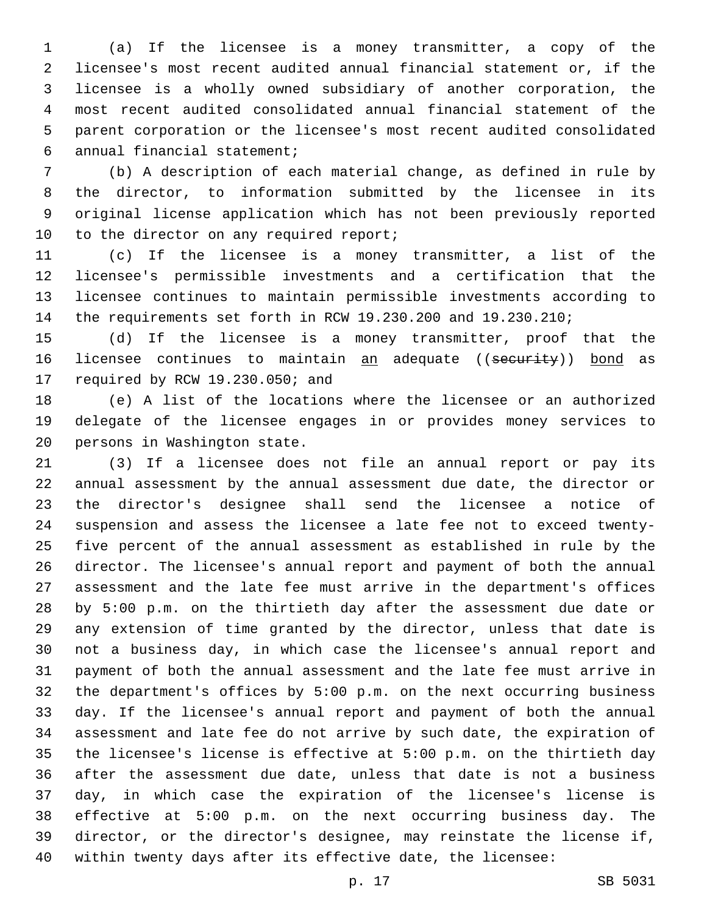(a) If the licensee is a money transmitter, a copy of the licensee's most recent audited annual financial statement or, if the licensee is a wholly owned subsidiary of another corporation, the most recent audited consolidated annual financial statement of the parent corporation or the licensee's most recent audited consolidated annual financial statement;

(b) A description of each material change, as defined in rule by the director, to information submitted by the licensee in its original license application which has not been previously reported to the director on any required report;

(c) If the licensee is a money transmitter, a list of the licensee's permissible investments and a certification that the licensee continues to maintain permissible investments according to the requirements set forth in RCW 19.230.200 and 19.230.210;

(d) If the licensee is a money transmitter, proof that the licensee continues to maintain <u>an</u> adequate ((~~security~~)) <u>bond</u> as required by RCW 19.230.050; and

(e) A list of the locations where the licensee or an authorized delegate of the licensee engages in or provides money services to persons in Washington state.

(3) If a licensee does not file an annual report or pay its annual assessment by the annual assessment due date, the director or the director's designee shall send the licensee a notice of suspension and assess the licensee a late fee not to exceed twenty-five percent of the annual assessment as established in rule by the director. The licensee's annual report and payment of both the annual assessment and the late fee must arrive in the department's offices by 5:00 p.m. on the thirtieth day after the assessment due date or any extension of time granted by the director, unless that date is not a business day, in which case the licensee's annual report and payment of both the annual assessment and the late fee must arrive in the department's offices by 5:00 p.m. on the next occurring business day. If the licensee's annual report and payment of both the annual assessment and late fee do not arrive by such date, the expiration of the licensee's license is effective at 5:00 p.m. on the thirtieth day after the assessment due date, unless that date is not a business day, in which case the expiration of the licensee's license is effective at 5:00 p.m. on the next occurring business day. The director, or the director's designee, may reinstate the license if, within twenty days after its effective date, the licensee: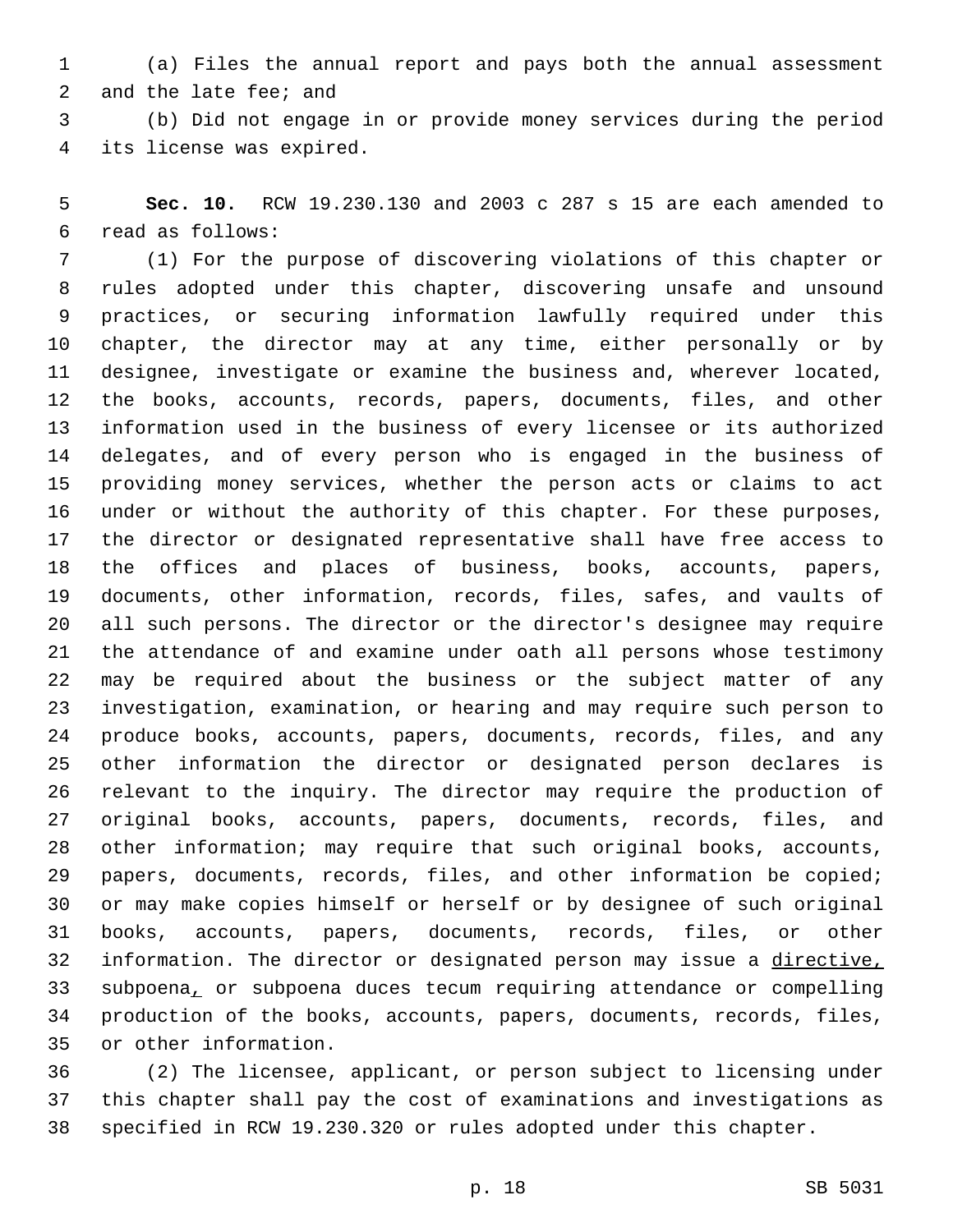(a) Files the annual report and pays both the annual assessment and the late fee; and

(b) Did not engage in or provide money services during the period its license was expired.

**Sec. 10.** RCW 19.230.130 and 2003 c 287 s 15 are each amended to read as follows:

(1) For the purpose of discovering violations of this chapter or rules adopted under this chapter, discovering unsafe and unsound practices, or securing information lawfully required under this chapter, the director may at any time, either personally or by designee, investigate or examine the business and, wherever located, the books, accounts, records, papers, documents, files, and other information used in the business of every licensee or its authorized delegates, and of every person who is engaged in the business of providing money services, whether the person acts or claims to act under or without the authority of this chapter. For these purposes, the director or designated representative shall have free access to the offices and places of business, books, accounts, papers, documents, other information, records, files, safes, and vaults of all such persons. The director or the director's designee may require the attendance of and examine under oath all persons whose testimony may be required about the business or the subject matter of any investigation, examination, or hearing and may require such person to produce books, accounts, papers, documents, records, files, and any other information the director or designated person declares is relevant to the inquiry. The director may require the production of original books, accounts, papers, documents, records, files, and other information; may require that such original books, accounts, papers, documents, records, files, and other information be copied; or may make copies himself or herself or by designee of such original books, accounts, papers, documents, records, files, or other information. The director or designated person may issue a <u>directive,</u> subpoena<u>,</u> or subpoena duces tecum requiring attendance or compelling production of the books, accounts, papers, documents, records, files, or other information.

(2) The licensee, applicant, or person subject to licensing under this chapter shall pay the cost of examinations and investigations as specified in RCW 19.230.320 or rules adopted under this chapter.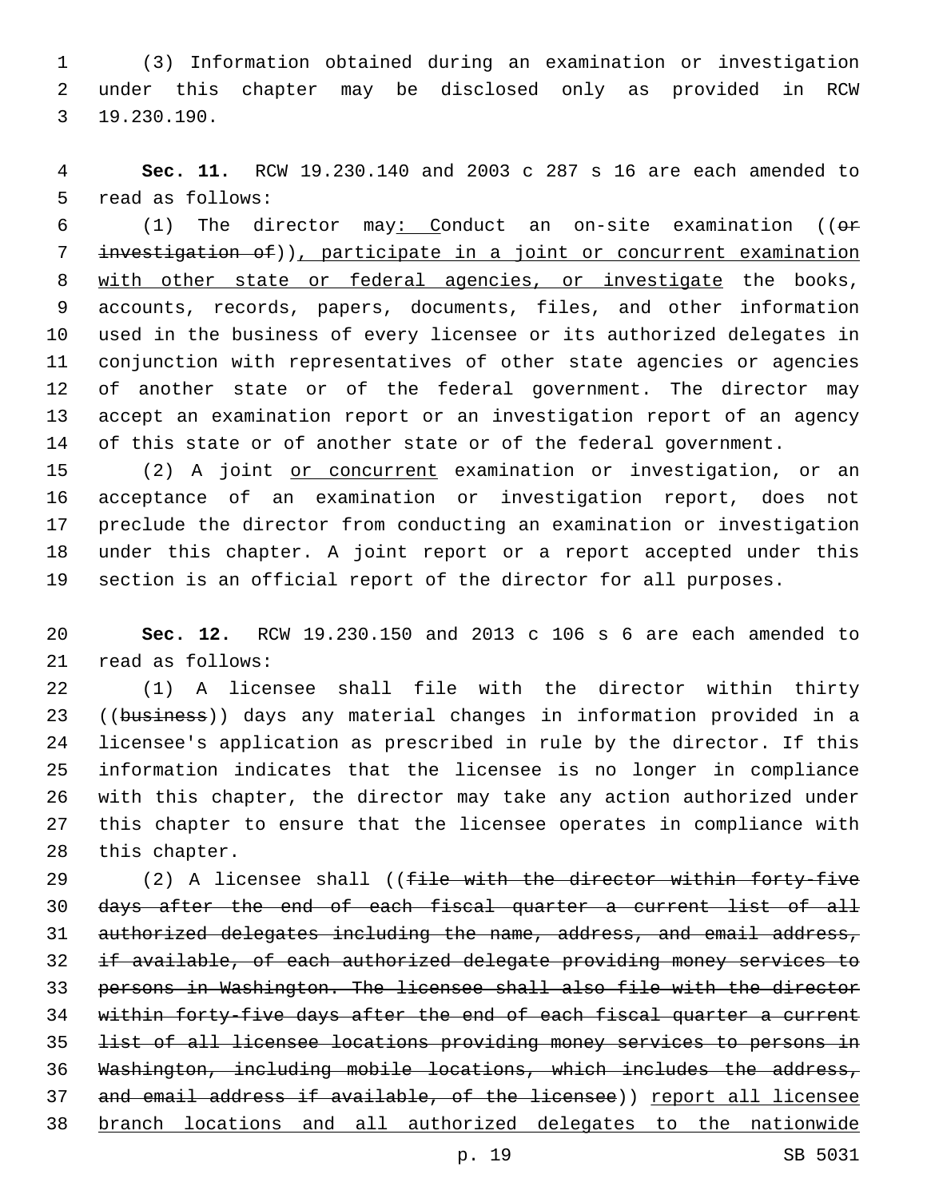(3) Information obtained during an examination or investigation under this chapter may be disclosed only as provided in RCW 19.230.190.

**Sec. 11.** RCW 19.230.140 and 2003 c 287 s 16 are each amended to read as follows:

(1) The director may: Conduct an on-site examination ((~~or investigation of~~)), participate in a joint or concurrent examination with other state or federal agencies, or investigate the books, accounts, records, papers, documents, files, and other information used in the business of every licensee or its authorized delegates in conjunction with representatives of other state agencies or agencies of another state or of the federal government. The director may accept an examination report or an investigation report of an agency of this state or of another state or of the federal government.

(2) A joint or concurrent examination or investigation, or an acceptance of an examination or investigation report, does not preclude the director from conducting an examination or investigation under this chapter. A joint report or a report accepted under this section is an official report of the director for all purposes.

**Sec. 12.** RCW 19.230.150 and 2013 c 106 s 6 are each amended to read as follows:

(1) A licensee shall file with the director within thirty ((~~business~~)) days any material changes in information provided in a licensee's application as prescribed in rule by the director. If this information indicates that the licensee is no longer in compliance with this chapter, the director may take any action authorized under this chapter to ensure that the licensee operates in compliance with this chapter.

(2) A licensee shall ((~~file with the director within forty-five days after the end of each fiscal quarter a current list of all authorized delegates including the name, address, and email address, if available, of each authorized delegate providing money services to persons in Washington. The licensee shall also file with the director within forty-five days after the end of each fiscal quarter a current list of all licensee locations providing money services to persons in Washington, including mobile locations, which includes the address, and email address if available, of the licensee~~)) report all licensee branch locations and all authorized delegates to the nationwide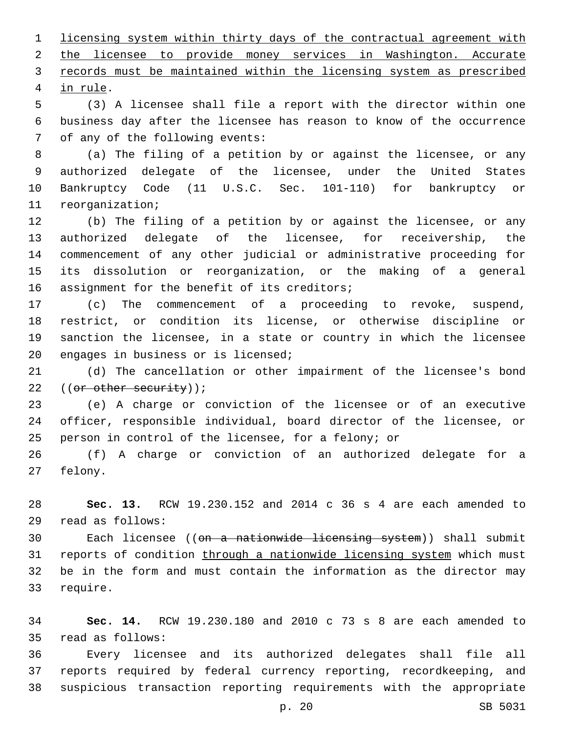licensing system within thirty days of the contractual agreement with the licensee to provide money services in Washington. Accurate records must be maintained within the licensing system as prescribed in rule.

(3) A licensee shall file a report with the director within one business day after the licensee has reason to know of the occurrence of any of the following events:

(a) The filing of a petition by or against the licensee, or any authorized delegate of the licensee, under the United States Bankruptcy Code (11 U.S.C. Sec. 101-110) for bankruptcy or reorganization;

(b) The filing of a petition by or against the licensee, or any authorized delegate of the licensee, for receivership, the commencement of any other judicial or administrative proceeding for its dissolution or reorganization, or the making of a general assignment for the benefit of its creditors;

(c) The commencement of a proceeding to revoke, suspend, restrict, or condition its license, or otherwise discipline or sanction the licensee, in a state or country in which the licensee engages in business or is licensed;

(d) The cancellation or other impairment of the licensee's bond ((~~or other security~~));

(e) A charge or conviction of the licensee or of an executive officer, responsible individual, board director of the licensee, or person in control of the licensee, for a felony; or

(f) A charge or conviction of an authorized delegate for a felony.

**Sec. 13.** RCW 19.230.152 and 2014 c 36 s 4 are each amended to read as follows:

Each licensee ((~~on a nationwide licensing system~~)) shall submit reports of condition through a nationwide licensing system which must be in the form and must contain the information as the director may require.

**Sec. 14.** RCW 19.230.180 and 2010 c 73 s 8 are each amended to read as follows:

Every licensee and its authorized delegates shall file all reports required by federal currency reporting, recordkeeping, and suspicious transaction reporting requirements with the appropriate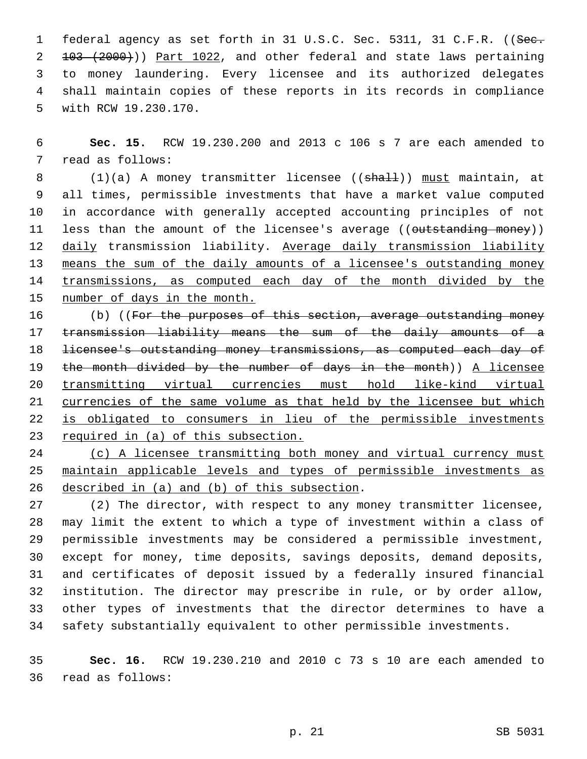federal agency as set forth in 31 U.S.C. Sec. 5311, 31 C.F.R. ((~~Sec. 103 (2000)~~)) Part 1022, and other federal and state laws pertaining to money laundering. Every licensee and its authorized delegates shall maintain copies of these reports in its records in compliance with RCW 19.230.170.

**Sec. 15.** RCW 19.230.200 and 2013 c 106 s 7 are each amended to read as follows:

(1)(a) A money transmitter licensee ((~~shall~~)) must maintain, at all times, permissible investments that have a market value computed in accordance with generally accepted accounting principles of not less than the amount of the licensee's average ((~~outstanding money~~)) daily transmission liability. Average daily transmission liability means the sum of the daily amounts of a licensee's outstanding money transmissions, as computed each day of the month divided by the number of days in the month.

(b) ((~~For the purposes of this section, average outstanding money transmission liability means the sum of the daily amounts of a licensee's outstanding money transmissions, as computed each day of the month divided by the number of days in the month~~)) A licensee transmitting virtual currencies must hold like-kind virtual currencies of the same volume as that held by the licensee but which is obligated to consumers in lieu of the permissible investments required in (a) of this subsection.

(c) A licensee transmitting both money and virtual currency must maintain applicable levels and types of permissible investments as described in (a) and (b) of this subsection.

(2) The director, with respect to any money transmitter licensee, may limit the extent to which a type of investment within a class of permissible investments may be considered a permissible investment, except for money, time deposits, savings deposits, demand deposits, and certificates of deposit issued by a federally insured financial institution. The director may prescribe in rule, or by order allow, other types of investments that the director determines to have a safety substantially equivalent to other permissible investments.

**Sec. 16.** RCW 19.230.210 and 2010 c 73 s 10 are each amended to read as follows: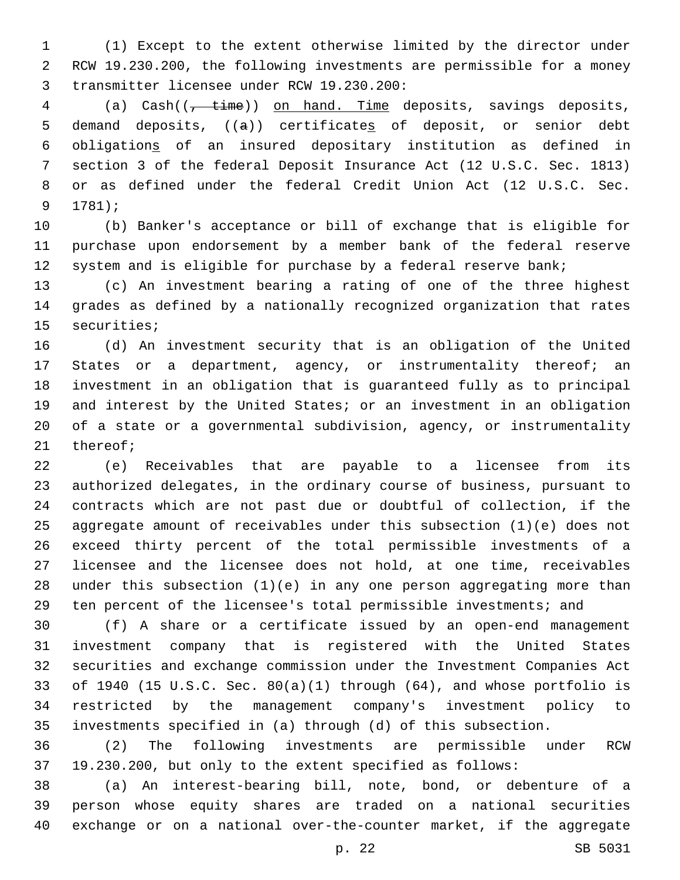(1) Except to the extent otherwise limited by the director under RCW 19.230.200, the following investments are permissible for a money transmitter licensee under RCW 19.230.200:

(a) Cash((~~, time~~)) <u>on hand. Time</u> deposits, savings deposits, demand deposits, ((~~a~~)) certificate<u>s</u> of deposit, or senior debt obligation<u>s</u> of an insured depositary institution as defined in section 3 of the federal Deposit Insurance Act (12 U.S.C. Sec. 1813) or as defined under the federal Credit Union Act (12 U.S.C. Sec. 1781);

(b) Banker's acceptance or bill of exchange that is eligible for purchase upon endorsement by a member bank of the federal reserve system and is eligible for purchase by a federal reserve bank;

(c) An investment bearing a rating of one of the three highest grades as defined by a nationally recognized organization that rates securities;

(d) An investment security that is an obligation of the United States or a department, agency, or instrumentality thereof; an investment in an obligation that is guaranteed fully as to principal and interest by the United States; or an investment in an obligation of a state or a governmental subdivision, agency, or instrumentality thereof;

(e) Receivables that are payable to a licensee from its authorized delegates, in the ordinary course of business, pursuant to contracts which are not past due or doubtful of collection, if the aggregate amount of receivables under this subsection (1)(e) does not exceed thirty percent of the total permissible investments of a licensee and the licensee does not hold, at one time, receivables under this subsection (1)(e) in any one person aggregating more than ten percent of the licensee's total permissible investments; and

(f) A share or a certificate issued by an open-end management investment company that is registered with the United States securities and exchange commission under the Investment Companies Act of 1940 (15 U.S.C. Sec. 80(a)(1) through (64), and whose portfolio is restricted by the management company's investment policy to investments specified in (a) through (d) of this subsection.

(2) The following investments are permissible under RCW 19.230.200, but only to the extent specified as follows:

(a) An interest-bearing bill, note, bond, or debenture of a person whose equity shares are traded on a national securities exchange or on a national over-the-counter market, if the aggregate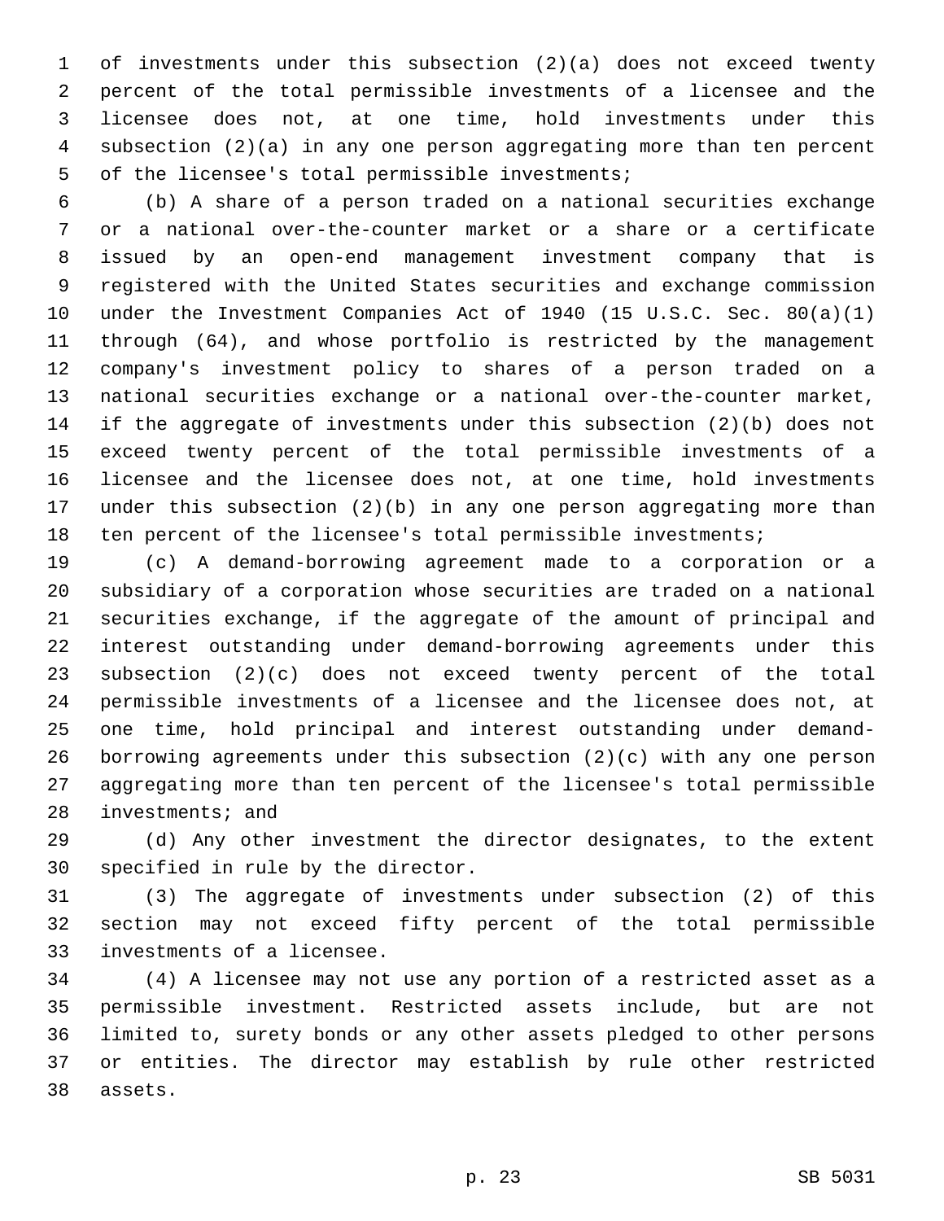of investments under this subsection (2)(a) does not exceed twenty percent of the total permissible investments of a licensee and the licensee does not, at one time, hold investments under this subsection (2)(a) in any one person aggregating more than ten percent of the licensee's total permissible investments;

(b) A share of a person traded on a national securities exchange or a national over-the-counter market or a share or a certificate issued by an open-end management investment company that is registered with the United States securities and exchange commission under the Investment Companies Act of 1940 (15 U.S.C. Sec. 80(a)(1) through (64), and whose portfolio is restricted by the management company's investment policy to shares of a person traded on a national securities exchange or a national over-the-counter market, if the aggregate of investments under this subsection (2)(b) does not exceed twenty percent of the total permissible investments of a licensee and the licensee does not, at one time, hold investments under this subsection (2)(b) in any one person aggregating more than ten percent of the licensee's total permissible investments;

(c) A demand-borrowing agreement made to a corporation or a subsidiary of a corporation whose securities are traded on a national securities exchange, if the aggregate of the amount of principal and interest outstanding under demand-borrowing agreements under this subsection (2)(c) does not exceed twenty percent of the total permissible investments of a licensee and the licensee does not, at one time, hold principal and interest outstanding under demand-borrowing agreements under this subsection (2)(c) with any one person aggregating more than ten percent of the licensee's total permissible investments; and

(d) Any other investment the director designates, to the extent specified in rule by the director.

(3) The aggregate of investments under subsection (2) of this section may not exceed fifty percent of the total permissible investments of a licensee.

(4) A licensee may not use any portion of a restricted asset as a permissible investment. Restricted assets include, but are not limited to, surety bonds or any other assets pledged to other persons or entities. The director may establish by rule other restricted assets.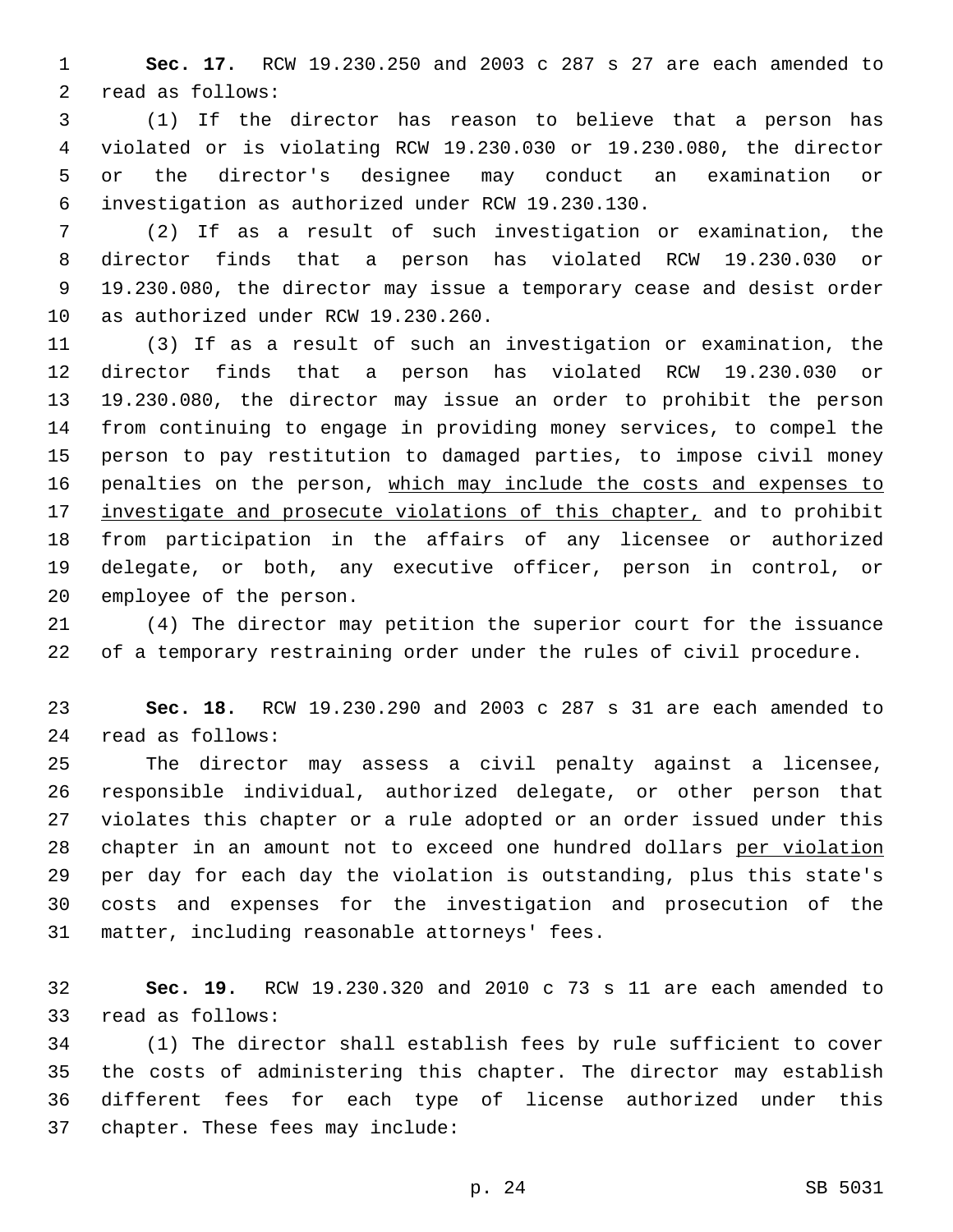**Sec. 17.** RCW 19.230.250 and 2003 c 287 s 27 are each amended to read as follows:

(1) If the director has reason to believe that a person has violated or is violating RCW 19.230.030 or 19.230.080, the director or the director's designee may conduct an examination or investigation as authorized under RCW 19.230.130.

(2) If as a result of such investigation or examination, the director finds that a person has violated RCW 19.230.030 or 19.230.080, the director may issue a temporary cease and desist order as authorized under RCW 19.230.260.

(3) If as a result of such an investigation or examination, the director finds that a person has violated RCW 19.230.030 or 19.230.080, the director may issue an order to prohibit the person from continuing to engage in providing money services, to compel the person to pay restitution to damaged parties, to impose civil money penalties on the person, <u>which may include the costs and expenses to investigate and prosecute violations of this chapter,</u> and to prohibit from participation in the affairs of any licensee or authorized delegate, or both, any executive officer, person in control, or employee of the person.

(4) The director may petition the superior court for the issuance of a temporary restraining order under the rules of civil procedure.

**Sec. 18.** RCW 19.230.290 and 2003 c 287 s 31 are each amended to read as follows:

The director may assess a civil penalty against a licensee, responsible individual, authorized delegate, or other person that violates this chapter or a rule adopted or an order issued under this chapter in an amount not to exceed one hundred dollars <u>per violation</u> per day for each day the violation is outstanding, plus this state's costs and expenses for the investigation and prosecution of the matter, including reasonable attorneys' fees.

**Sec. 19.** RCW 19.230.320 and 2010 c 73 s 11 are each amended to read as follows:

(1) The director shall establish fees by rule sufficient to cover the costs of administering this chapter. The director may establish different fees for each type of license authorized under this chapter. These fees may include: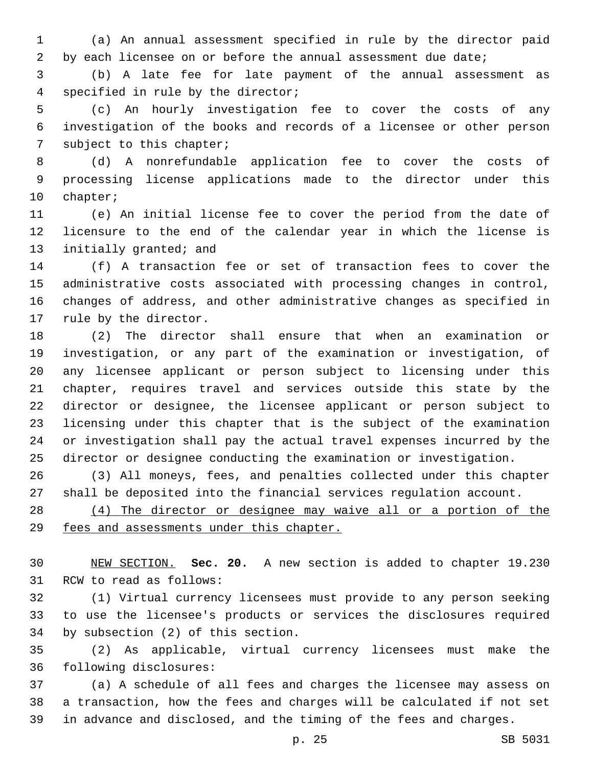(a) An annual assessment specified in rule by the director paid by each licensee on or before the annual assessment due date;

(b) A late fee for late payment of the annual assessment as specified in rule by the director;

(c) An hourly investigation fee to cover the costs of any investigation of the books and records of a licensee or other person subject to this chapter;

(d) A nonrefundable application fee to cover the costs of processing license applications made to the director under this chapter;

(e) An initial license fee to cover the period from the date of licensure to the end of the calendar year in which the license is initially granted; and

(f) A transaction fee or set of transaction fees to cover the administrative costs associated with processing changes in control, changes of address, and other administrative changes as specified in rule by the director.

(2) The director shall ensure that when an examination or investigation, or any part of the examination or investigation, of any licensee applicant or person subject to licensing under this chapter, requires travel and services outside this state by the director or designee, the licensee applicant or person subject to licensing under this chapter that is the subject of the examination or investigation shall pay the actual travel expenses incurred by the director or designee conducting the examination or investigation.

(3) All moneys, fees, and penalties collected under this chapter shall be deposited into the financial services regulation account.

<u>(4) The director or designee may waive all or a portion of the fees and assessments under this chapter.</u>

<u>NEW SECTION.</u> **Sec. 20.** A new section is added to chapter 19.230 RCW to read as follows:

(1) Virtual currency licensees must provide to any person seeking to use the licensee's products or services the disclosures required by subsection (2) of this section.

(2) As applicable, virtual currency licensees must make the following disclosures:

(a) A schedule of all fees and charges the licensee may assess on a transaction, how the fees and charges will be calculated if not set in advance and disclosed, and the timing of the fees and charges.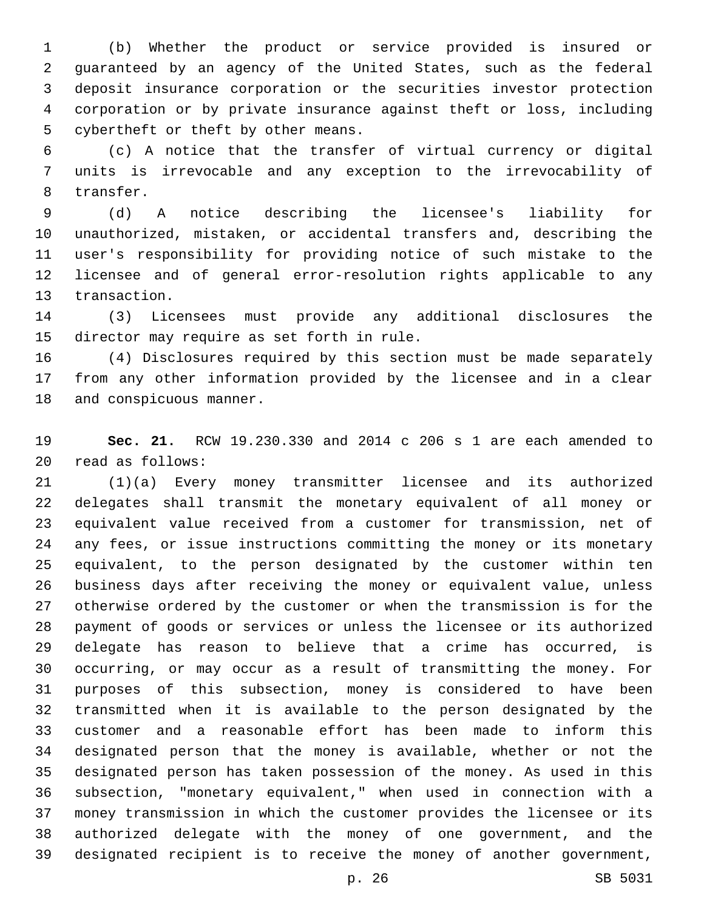(b) Whether the product or service provided is insured or guaranteed by an agency of the United States, such as the federal deposit insurance corporation or the securities investor protection corporation or by private insurance against theft or loss, including cybertheft or theft by other means.

(c) A notice that the transfer of virtual currency or digital units is irrevocable and any exception to the irrevocability of transfer.

(d) A notice describing the licensee's liability for unauthorized, mistaken, or accidental transfers and, describing the user's responsibility for providing notice of such mistake to the licensee and of general error-resolution rights applicable to any transaction.

(3) Licensees must provide any additional disclosures the director may require as set forth in rule.

(4) Disclosures required by this section must be made separately from any other information provided by the licensee and in a clear and conspicuous manner.

**Sec. 21.** RCW 19.230.330 and 2014 c 206 s 1 are each amended to read as follows:

(1)(a) Every money transmitter licensee and its authorized delegates shall transmit the monetary equivalent of all money or equivalent value received from a customer for transmission, net of any fees, or issue instructions committing the money or its monetary equivalent, to the person designated by the customer within ten business days after receiving the money or equivalent value, unless otherwise ordered by the customer or when the transmission is for the payment of goods or services or unless the licensee or its authorized delegate has reason to believe that a crime has occurred, is occurring, or may occur as a result of transmitting the money. For purposes of this subsection, money is considered to have been transmitted when it is available to the person designated by the customer and a reasonable effort has been made to inform this designated person that the money is available, whether or not the designated person has taken possession of the money. As used in this subsection, "monetary equivalent," when used in connection with a money transmission in which the customer provides the licensee or its authorized delegate with the money of one government, and the designated recipient is to receive the money of another government,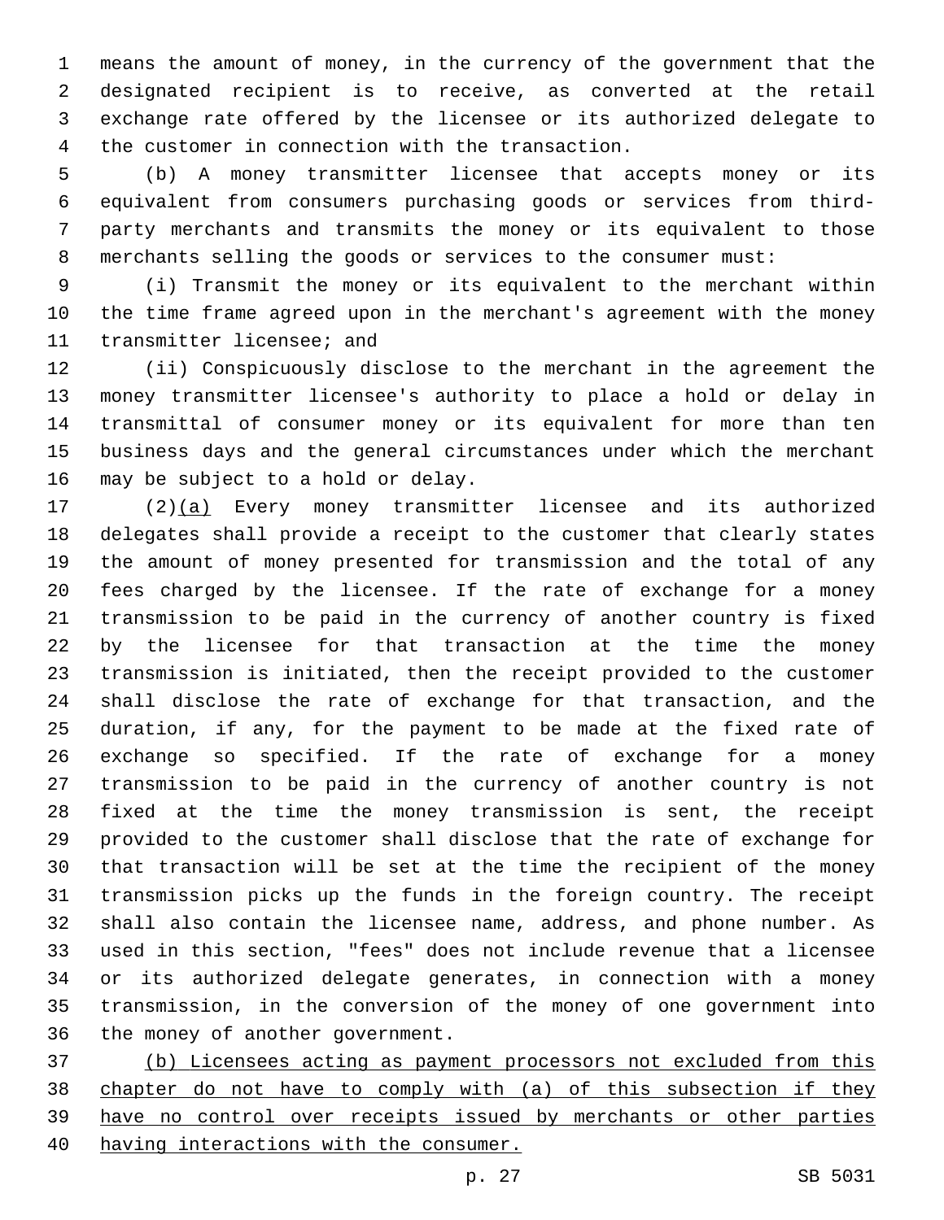means the amount of money, in the currency of the government that the designated recipient is to receive, as converted at the retail exchange rate offered by the licensee or its authorized delegate to the customer in connection with the transaction.

(b) A money transmitter licensee that accepts money or its equivalent from consumers purchasing goods or services from third-party merchants and transmits the money or its equivalent to those merchants selling the goods or services to the consumer must:

(i) Transmit the money or its equivalent to the merchant within the time frame agreed upon in the merchant's agreement with the money transmitter licensee; and

(ii) Conspicuously disclose to the merchant in the agreement the money transmitter licensee's authority to place a hold or delay in transmittal of consumer money or its equivalent for more than ten business days and the general circumstances under which the merchant may be subject to a hold or delay.

(2)<u>(a)</u> Every money transmitter licensee and its authorized delegates shall provide a receipt to the customer that clearly states the amount of money presented for transmission and the total of any fees charged by the licensee. If the rate of exchange for a money transmission to be paid in the currency of another country is fixed by the licensee for that transaction at the time the money transmission is initiated, then the receipt provided to the customer shall disclose the rate of exchange for that transaction, and the duration, if any, for the payment to be made at the fixed rate of exchange so specified. If the rate of exchange for a money transmission to be paid in the currency of another country is not fixed at the time the money transmission is sent, the receipt provided to the customer shall disclose that the rate of exchange for that transaction will be set at the time the recipient of the money transmission picks up the funds in the foreign country. The receipt shall also contain the licensee name, address, and phone number. As used in this section, "fees" does not include revenue that a licensee or its authorized delegate generates, in connection with a money transmission, in the conversion of the money of one government into the money of another government.

<u>(b) Licensees acting as payment processors not excluded from this chapter do not have to comply with (a) of this subsection if they have no control over receipts issued by merchants or other parties having interactions with the consumer.</u>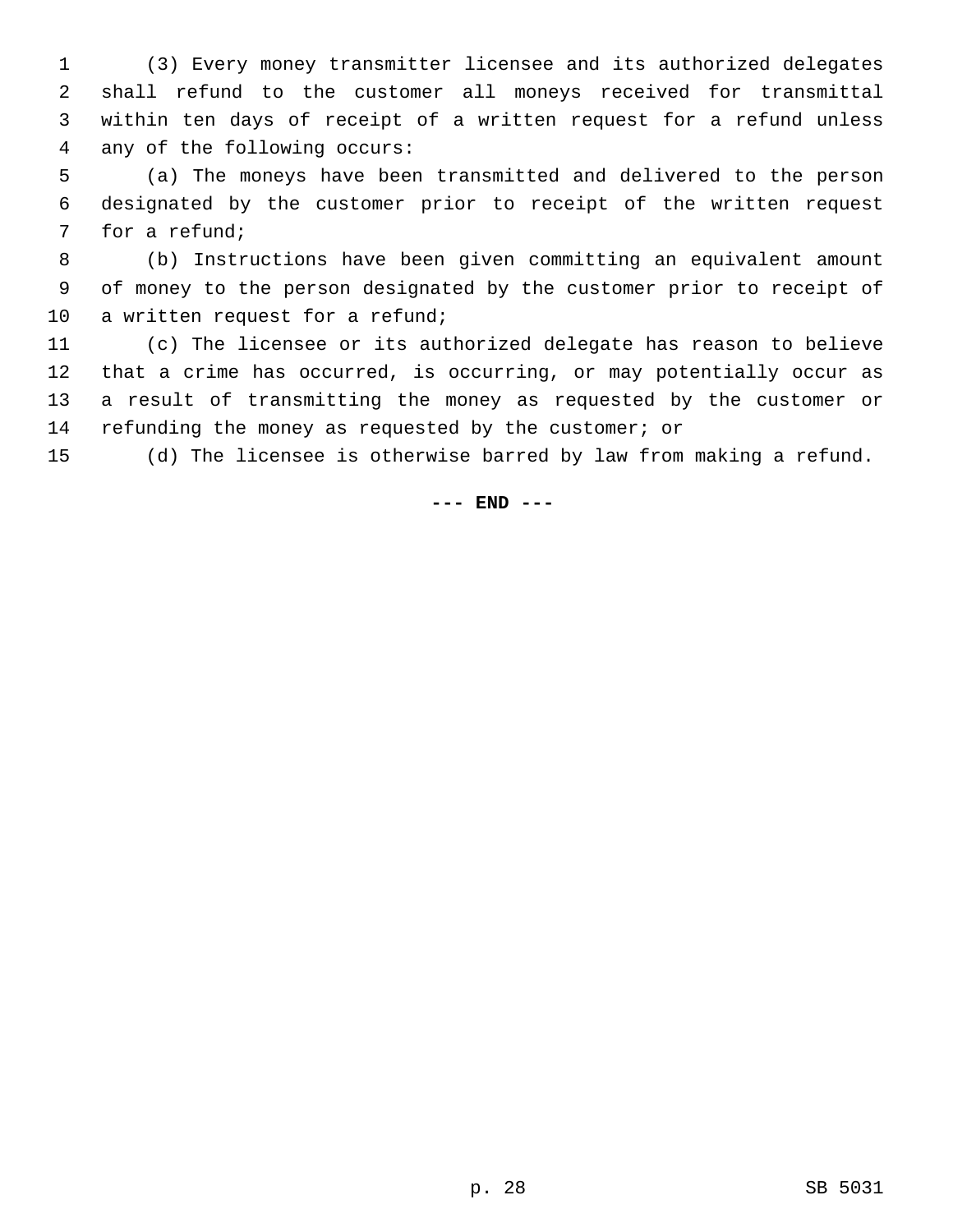(3) Every money transmitter licensee and its authorized delegates shall refund to the customer all moneys received for transmittal within ten days of receipt of a written request for a refund unless any of the following occurs:

(a) The moneys have been transmitted and delivered to the person designated by the customer prior to receipt of the written request for a refund;

(b) Instructions have been given committing an equivalent amount of money to the person designated by the customer prior to receipt of a written request for a refund;

(c) The licensee or its authorized delegate has reason to believe that a crime has occurred, is occurring, or may potentially occur as a result of transmitting the money as requested by the customer or refunding the money as requested by the customer; or

(d) The licensee is otherwise barred by law from making a refund.

**--- END ---**